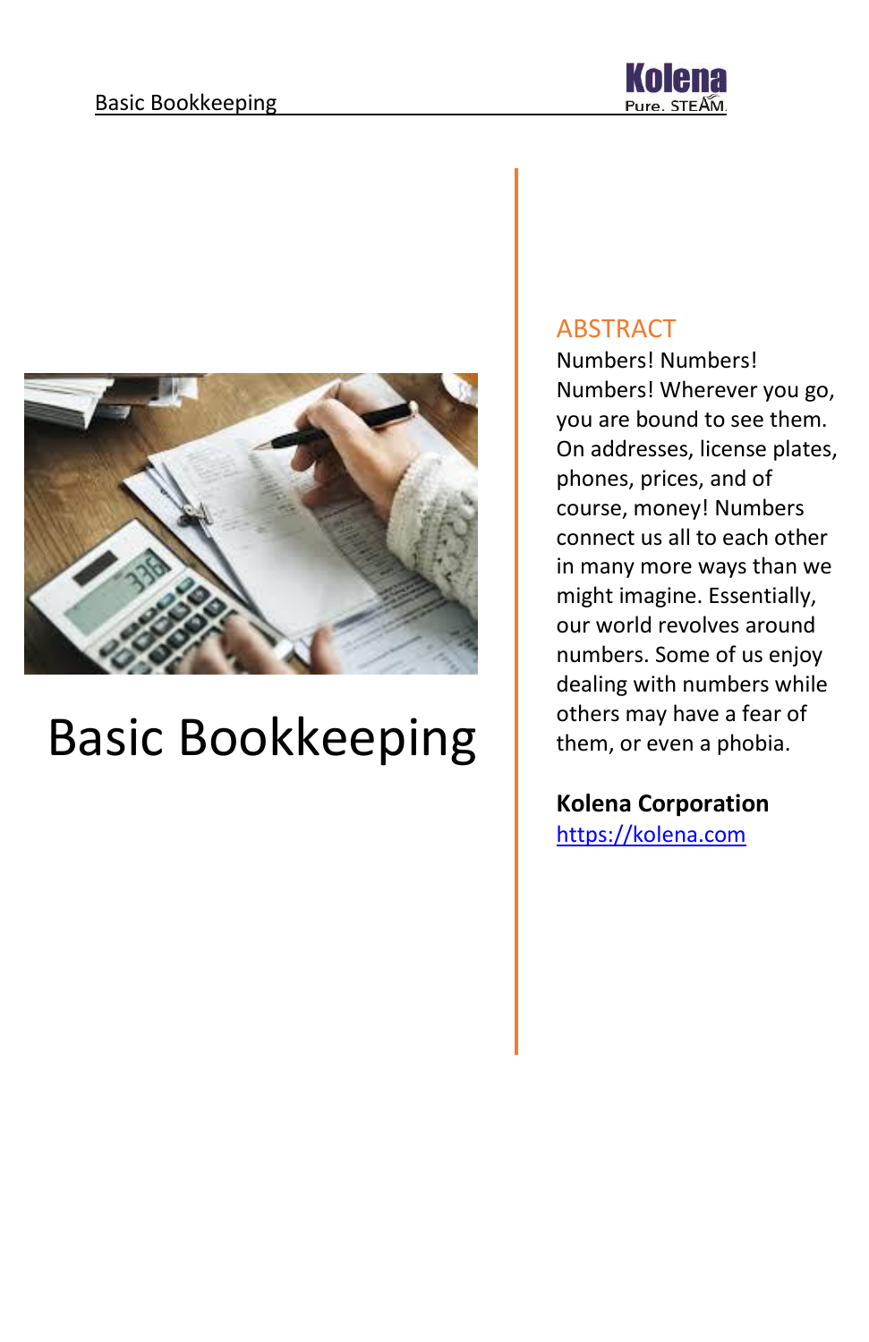# Basic Bookkeeping

## ABSTRACT

Numbers! Numbers! Numbers! Wherever you go, you are bound to see them. On addresses, license plates, phones, prices, and of course, money! Numbers connect us all to each other in many more ways than we might imagine. Essentially, our world revolves around numbers. Some of us enjoy dealing with numbers while others may have a fear of them, or even a phobia.

**Kolena Corporation**
https://kolena.com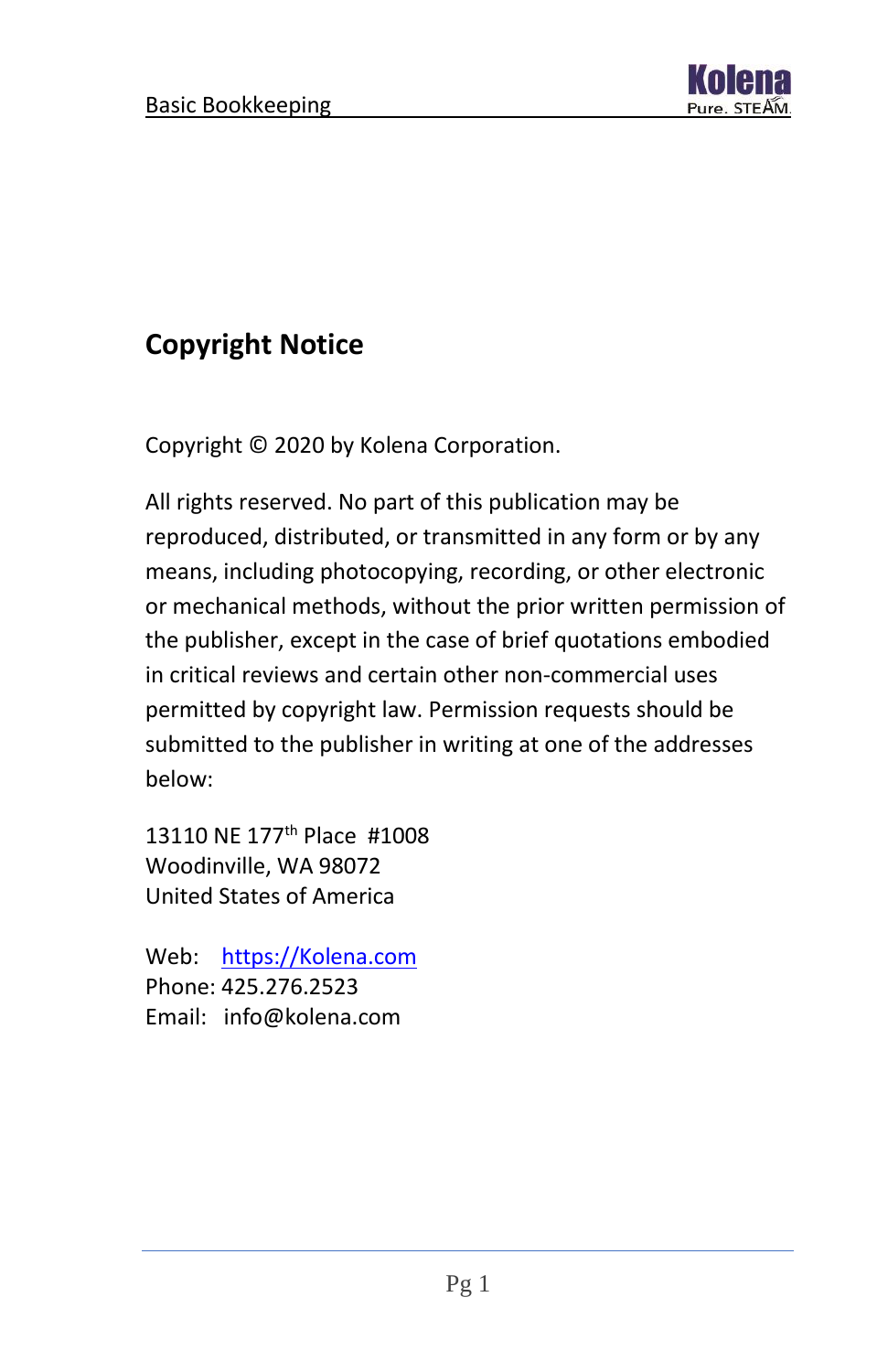## Copyright Notice

Copyright © 2020 by Kolena Corporation.

All rights reserved. No part of this publication may be reproduced, distributed, or transmitted in any form or by any means, including photocopying, recording, or other electronic or mechanical methods, without the prior written permission of the publisher, except in the case of brief quotations embodied in critical reviews and certain other non-commercial uses permitted by copyright law. Permission requests should be submitted to the publisher in writing at one of the addresses below:

13110 NE 177th Place #1008  
Woodinville, WA 98072  
United States of America

Web: https://Kolena.com  
Phone: 425.276.2523  
Email: info@kolena.com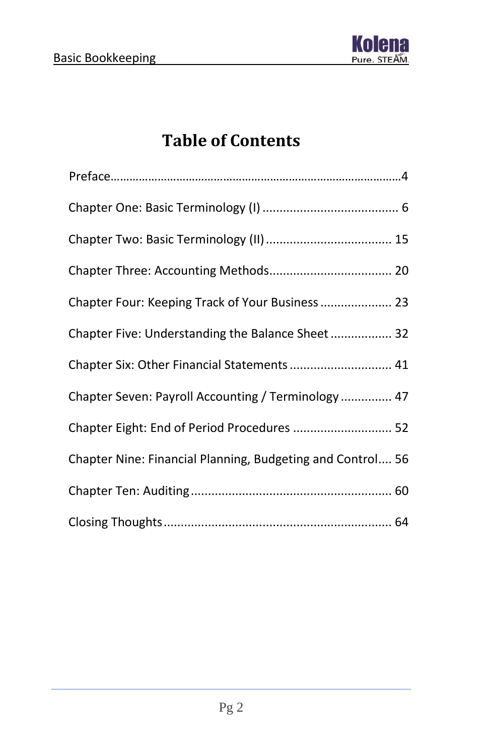# Table of Contents

Preface....................................................................................................4

Chapter One: Basic Terminology (I) ........................................ 6

Chapter Two: Basic Terminology (II) ..................................... 15

Chapter Three: Accounting Methods.................................... 20

Chapter Four: Keeping Track of Your Business ..................... 23

Chapter Five: Understanding the Balance Sheet .................. 32

Chapter Six: Other Financial Statements .............................. 41

Chapter Seven: Payroll Accounting / Terminology ............... 47

Chapter Eight: End of Period Procedures ............................. 52

Chapter Nine: Financial Planning, Budgeting and Control.... 56

Chapter Ten: Auditing ........................................................... 60

Closing Thoughts ................................................................... 64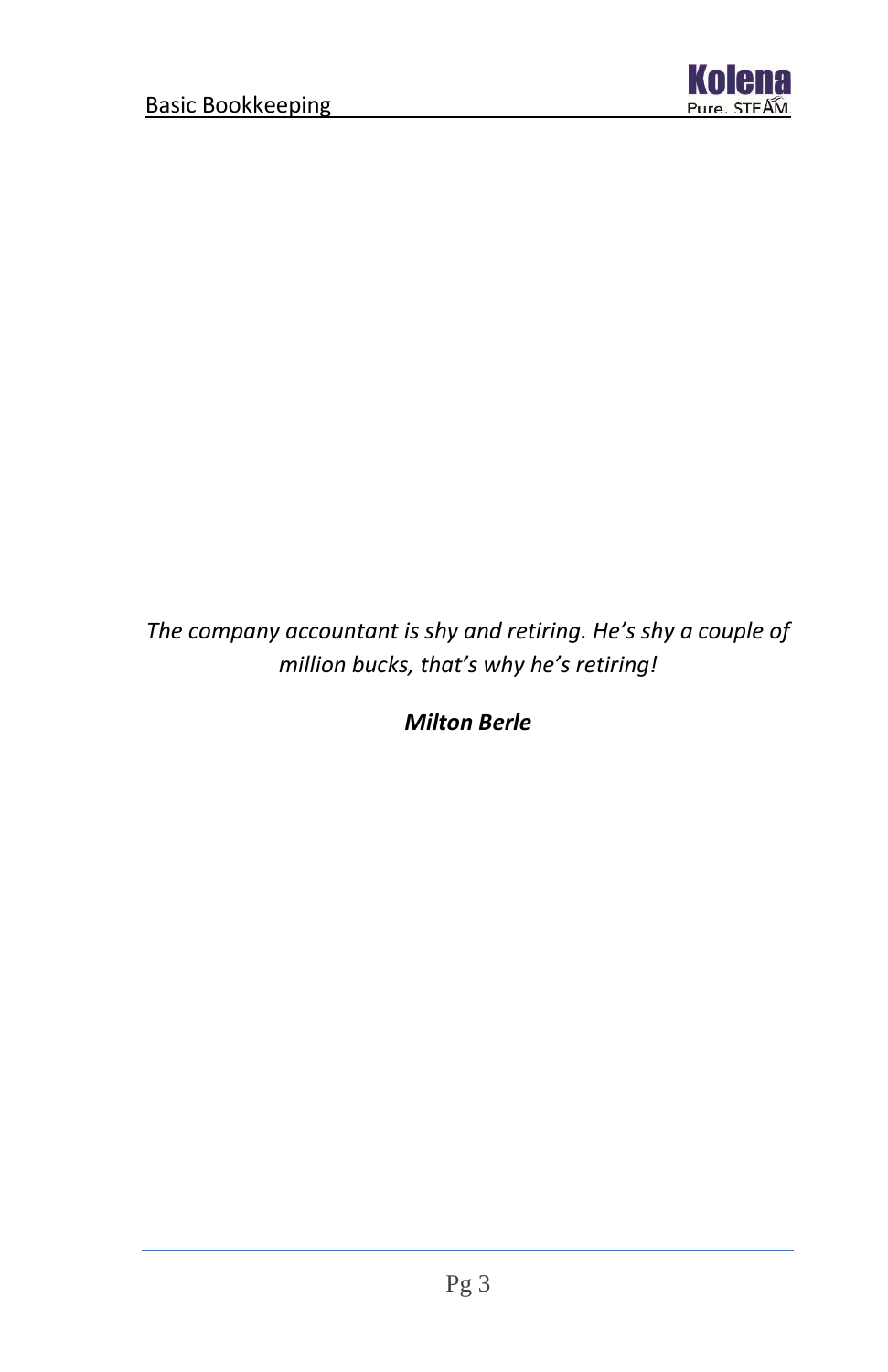*The company accountant is shy and retiring. He's shy a couple of million bucks, that's why he's retiring!*

***Milton Berle***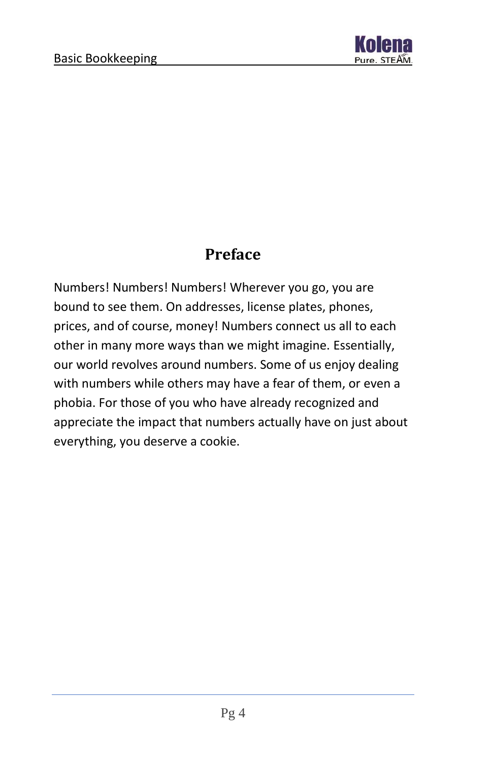# Preface

Numbers! Numbers! Numbers! Wherever you go, you are bound to see them. On addresses, license plates, phones, prices, and of course, money! Numbers connect us all to each other in many more ways than we might imagine. Essentially, our world revolves around numbers. Some of us enjoy dealing with numbers while others may have a fear of them, or even a phobia. For those of you who have already recognized and appreciate the impact that numbers actually have on just about everything, you deserve a cookie.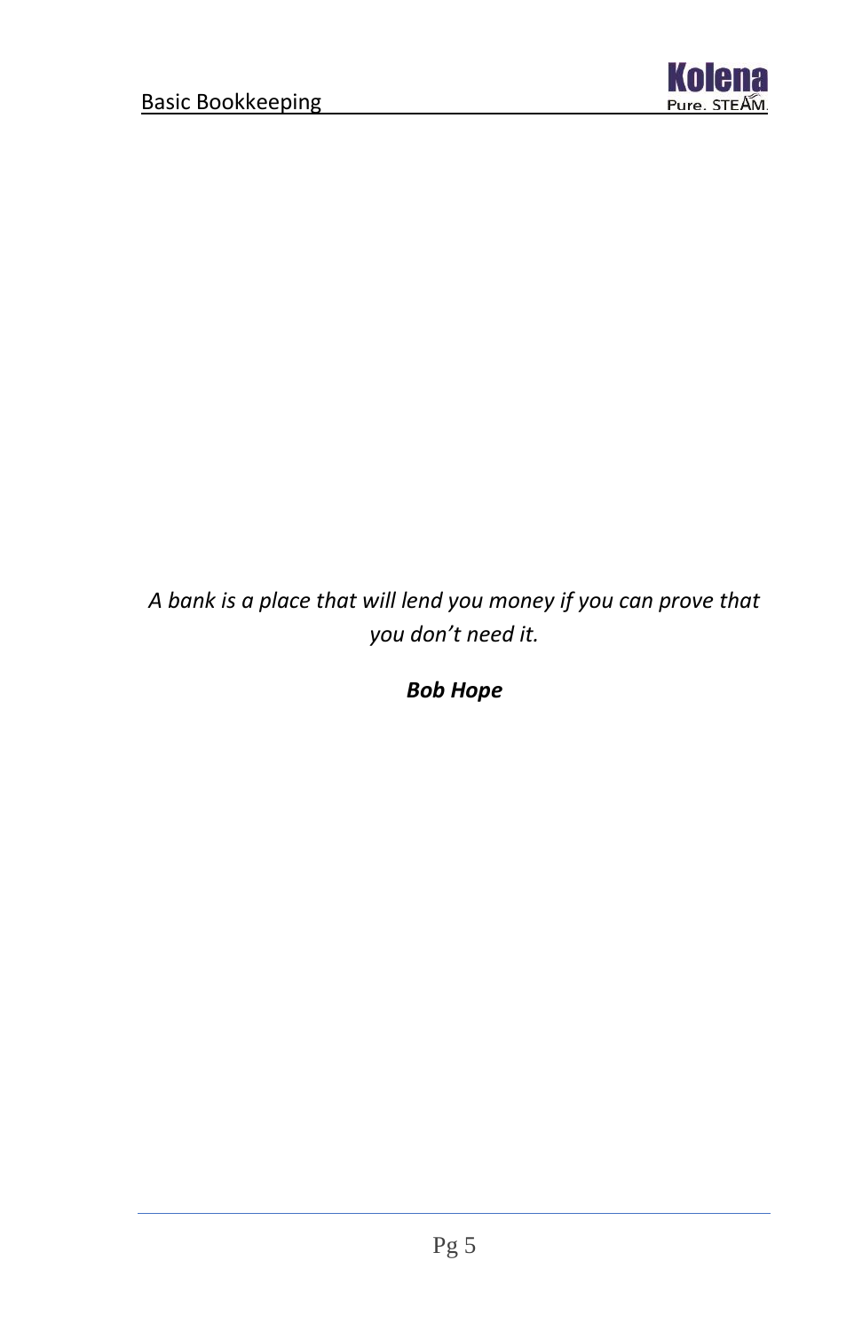*A bank is a place that will lend you money if you can prove that you don't need it.*

***Bob Hope***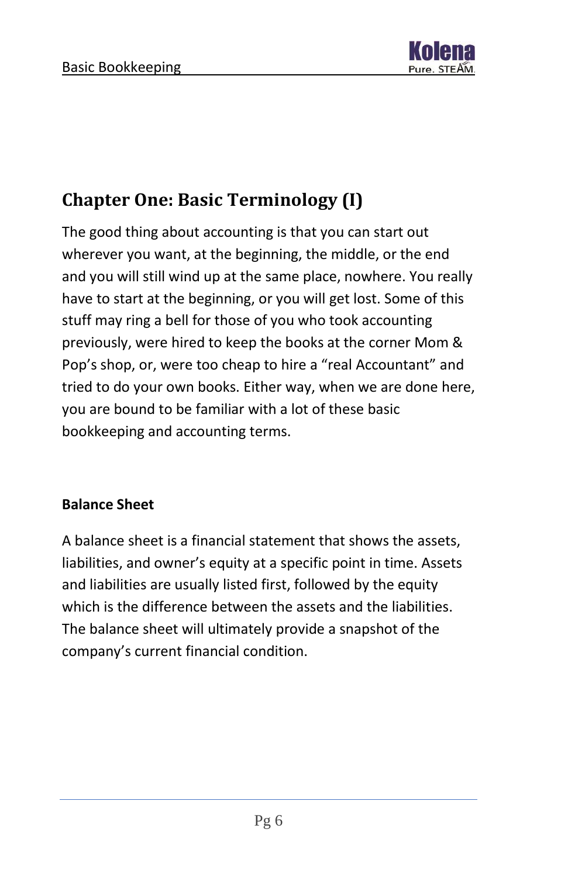# Chapter One: Basic Terminology (I)

The good thing about accounting is that you can start out wherever you want, at the beginning, the middle, or the end and you will still wind up at the same place, nowhere. You really have to start at the beginning, or you will get lost. Some of this stuff may ring a bell for those of you who took accounting previously, were hired to keep the books at the corner Mom & Pop's shop, or, were too cheap to hire a "real Accountant" and tried to do your own books. Either way, when we are done here, you are bound to be familiar with a lot of these basic bookkeeping and accounting terms.

**Balance Sheet**

A balance sheet is a financial statement that shows the assets, liabilities, and owner's equity at a specific point in time. Assets and liabilities are usually listed first, followed by the equity which is the difference between the assets and the liabilities. The balance sheet will ultimately provide a snapshot of the company's current financial condition.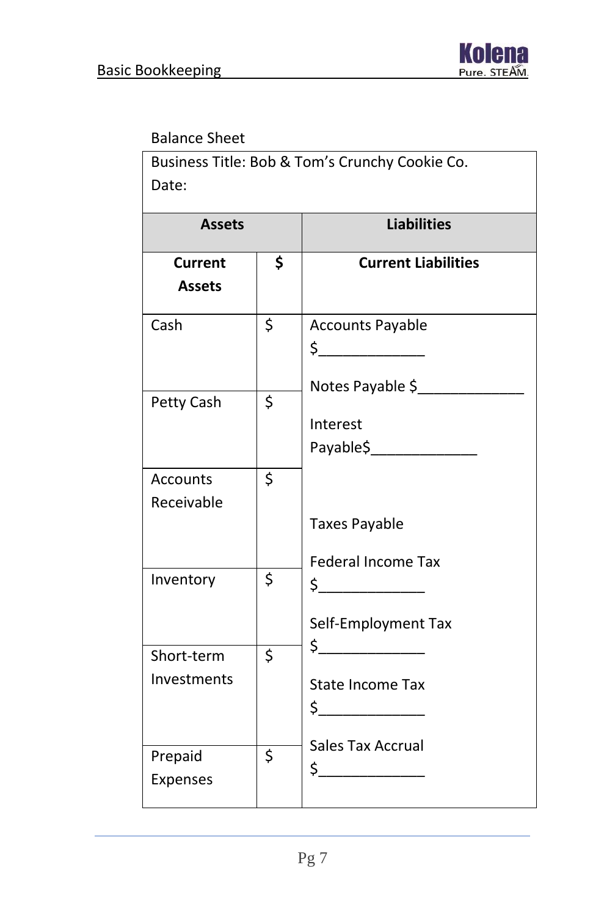Balance Sheet

| Business Title: Bob & Tom's Crunchy Cookie Co.<br>Date: | | |
|---|---|---|
| **Assets** | | **Liabilities** |
| **Current Assets** | **$** | **Current Liabilities** |
| Cash | $ | Accounts Payable $_____________ |
| Petty Cash | $ | Notes Payable $_____________<br><br>Interest Payable$_____________ |
| Accounts Receivable | $ | Taxes Payable |
| Inventory | $ | Federal Income Tax $_____________<br><br>Self-Employment Tax $_____________ |
| Short-term Investments | $ | State Income Tax $_____________ |
| Prepaid Expenses | $ | Sales Tax Accrual $_____________ |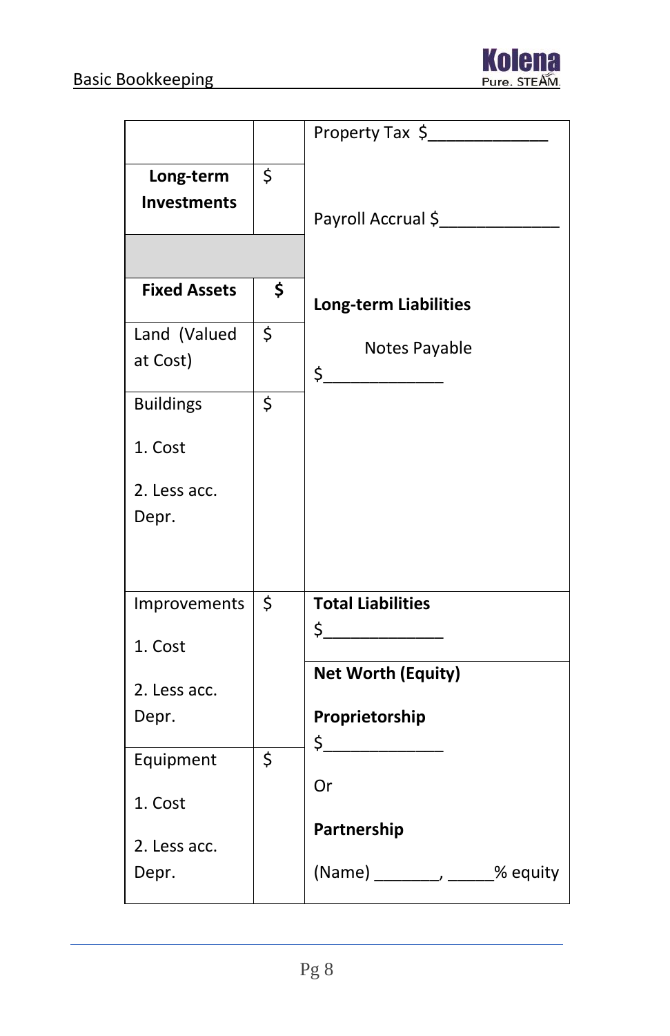| | | |
|---|---|---|
| | | Property Tax $_____________ |
| **Long-term Investments** | $ | Payroll Accrual $_____________ |
| | | |
| **Fixed Assets** | **$** | **Long-term Liabilities** |
| Land (Valued at Cost) | $ | Notes Payable $_____________ |
| Buildings<br>1. Cost<br>2. Less acc. Depr. | $ | |
| Improvements<br>1. Cost<br>2. Less acc. Depr. | $ | **Total Liabilities** $_____________ |
| | | **Net Worth (Equity)**<br>**Proprietorship** $_____________<br>Or |
| Equipment<br>1. Cost<br>2. Less acc. Depr. | $ | **Partnership**<br>(Name) _______, _____% equity |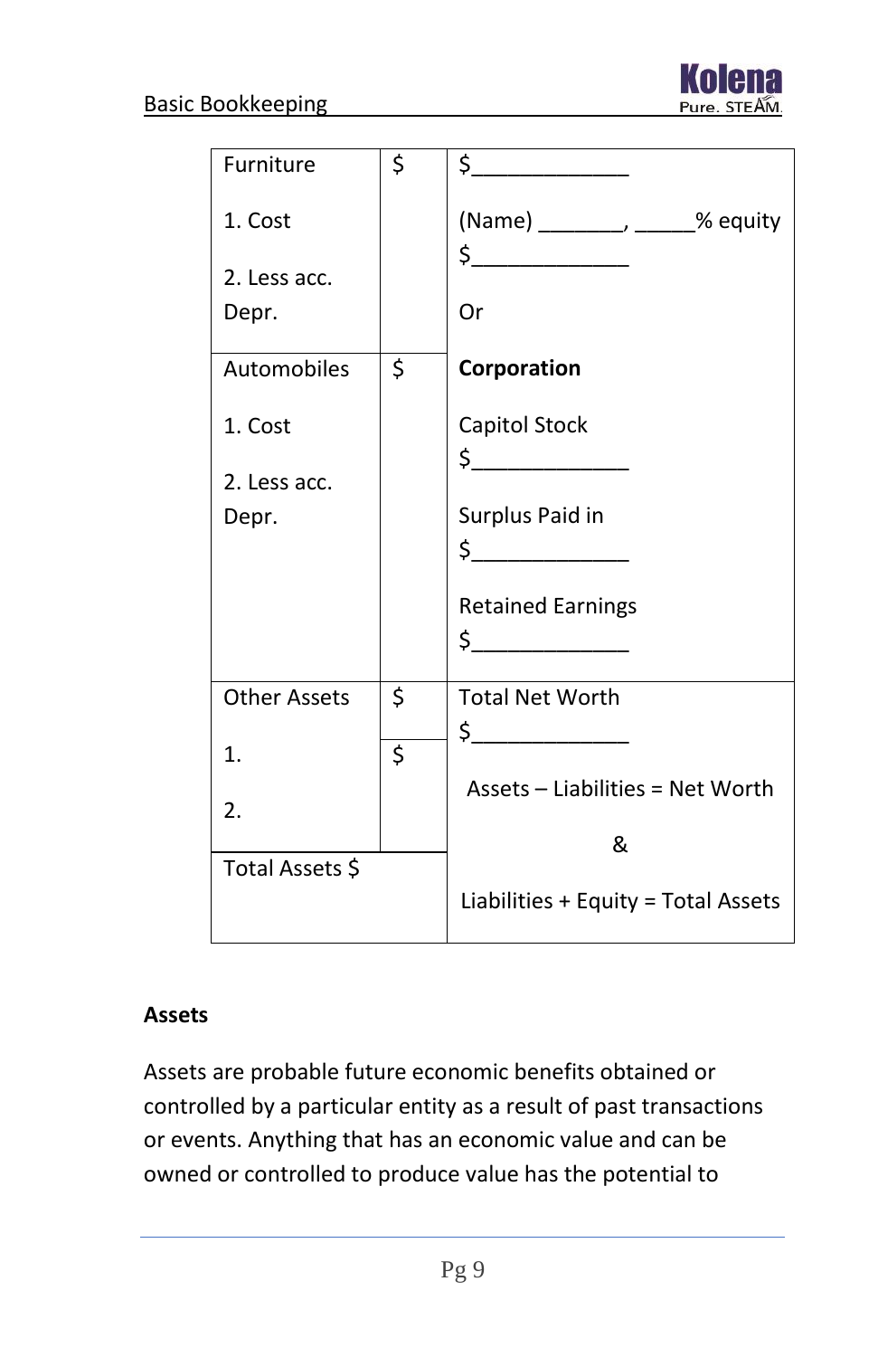| Furniture<br><br>1. Cost<br><br>2. Less acc. Depr. | $ | $_____________<br><br>(Name) _______, _____% equity $_____________<br><br>Or |
|---|---|---|
| Automobiles<br><br>1. Cost<br><br>2. Less acc. Depr. | $ | **Corporation**<br><br>Capitol Stock $_____________<br><br>Surplus Paid in $_____________<br><br>Retained Earnings $_____________ |
| Other Assets<br><br>1.<br><br>2. | $<br><br>$ | Total Net Worth $_____________<br><br>Assets – Liabilities = Net Worth<br><br>&<br><br>Liabilities + Equity = Total Assets |
| Total Assets $ | | |

**Assets**

Assets are probable future economic benefits obtained or controlled by a particular entity as a result of past transactions or events. Anything that has an economic value and can be owned or controlled to produce value has the potential to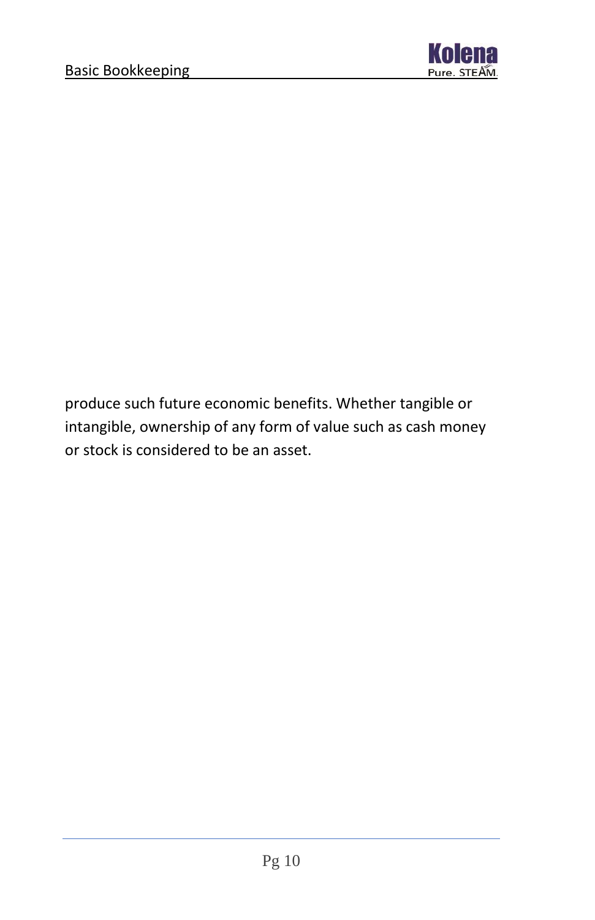produce such future economic benefits. Whether tangible or intangible, ownership of any form of value such as cash money or stock is considered to be an asset.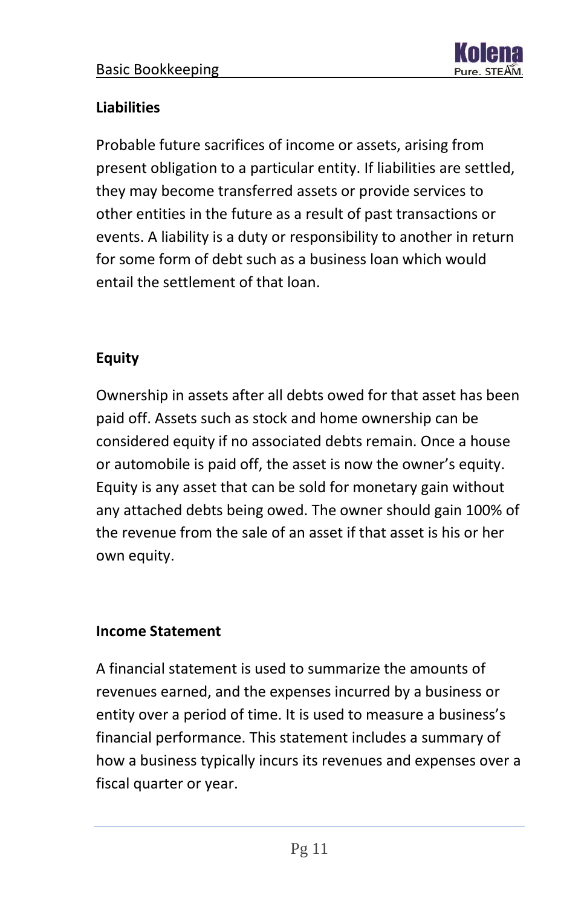### Liabilities

Probable future sacrifices of income or assets, arising from present obligation to a particular entity. If liabilities are settled, they may become transferred assets or provide services to other entities in the future as a result of past transactions or events. A liability is a duty or responsibility to another in return for some form of debt such as a business loan which would entail the settlement of that loan.

### Equity

Ownership in assets after all debts owed for that asset has been paid off. Assets such as stock and home ownership can be considered equity if no associated debts remain. Once a house or automobile is paid off, the asset is now the owner's equity. Equity is any asset that can be sold for monetary gain without any attached debts being owed. The owner should gain 100% of the revenue from the sale of an asset if that asset is his or her own equity.

### Income Statement

A financial statement is used to summarize the amounts of revenues earned, and the expenses incurred by a business or entity over a period of time. It is used to measure a business's financial performance. This statement includes a summary of how a business typically incurs its revenues and expenses over a fiscal quarter or year.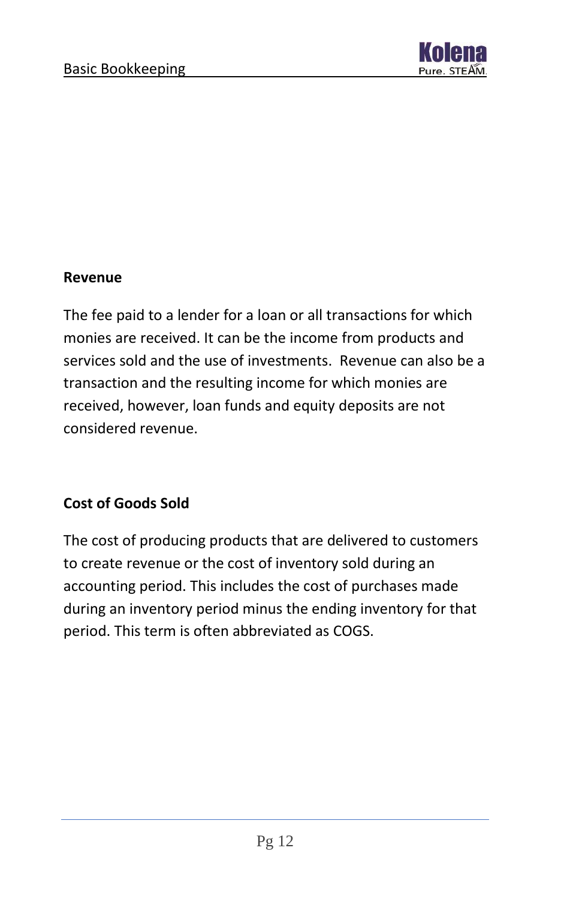**Revenue**

The fee paid to a lender for a loan or all transactions for which monies are received. It can be the income from products and services sold and the use of investments.  Revenue can also be a transaction and the resulting income for which monies are received, however, loan funds and equity deposits are not considered revenue.

**Cost of Goods Sold**

The cost of producing products that are delivered to customers to create revenue or the cost of inventory sold during an accounting period. This includes the cost of purchases made during an inventory period minus the ending inventory for that period. This term is often abbreviated as COGS.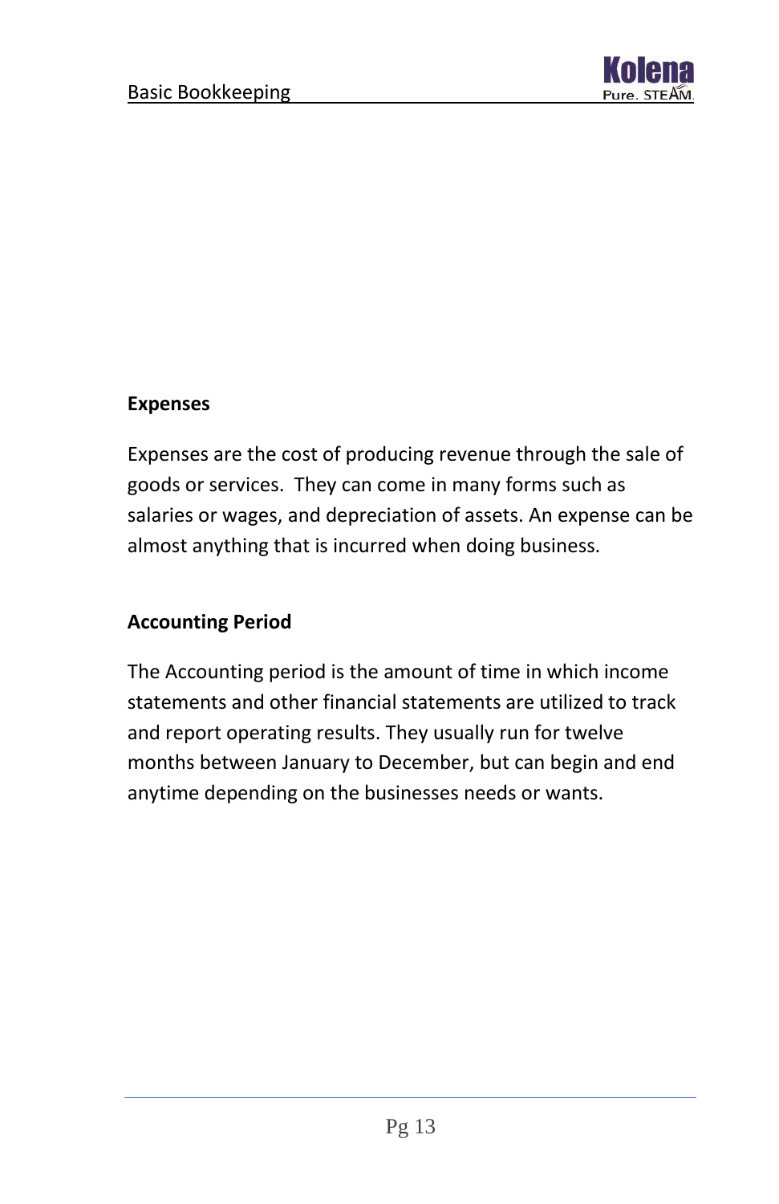**Expenses**

Expenses are the cost of producing revenue through the sale of goods or services. They can come in many forms such as salaries or wages, and depreciation of assets. An expense can be almost anything that is incurred when doing business.

**Accounting Period**

The Accounting period is the amount of time in which income statements and other financial statements are utilized to track and report operating results. They usually run for twelve months between January to December, but can begin and end anytime depending on the businesses needs or wants.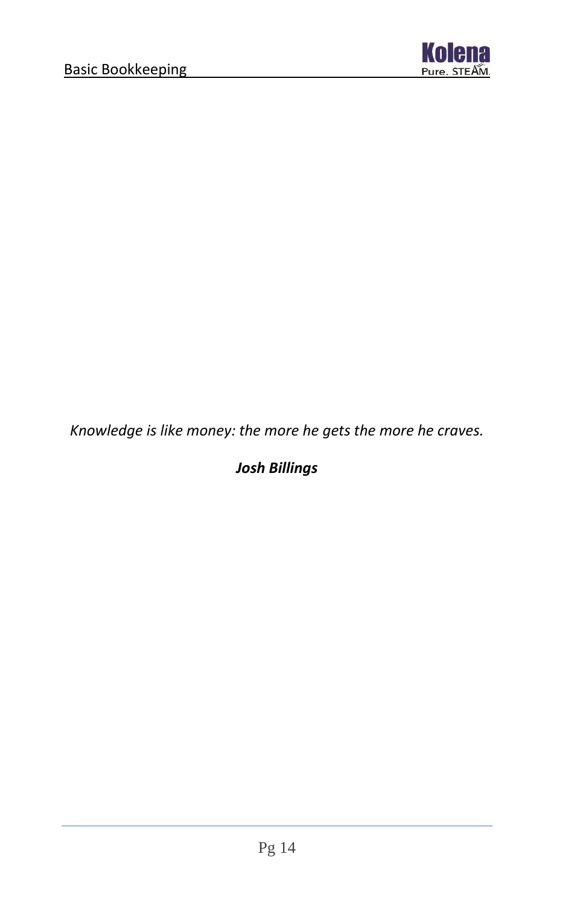*Knowledge is like money: the more he gets the more he craves.*

***Josh Billings***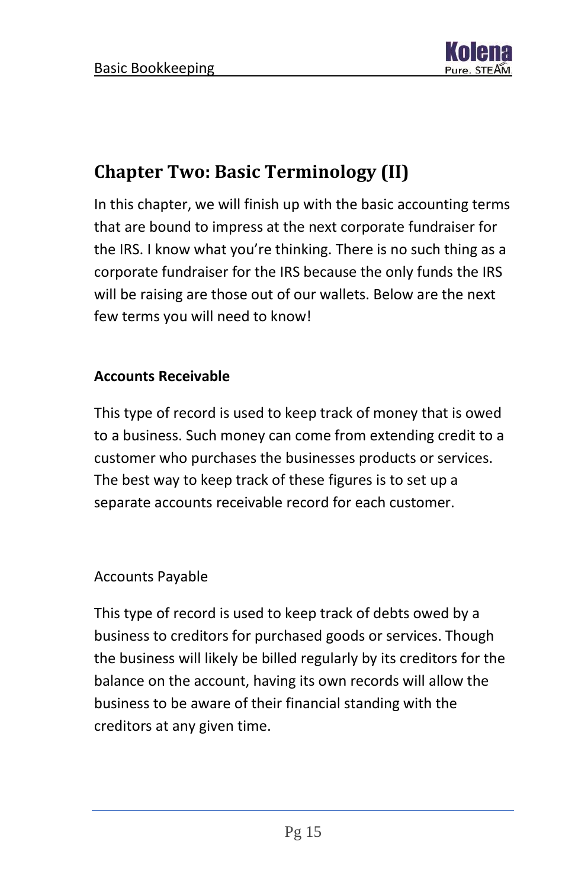## Chapter Two: Basic Terminology (II)

In this chapter, we will finish up with the basic accounting terms that are bound to impress at the next corporate fundraiser for the IRS. I know what you're thinking. There is no such thing as a corporate fundraiser for the IRS because the only funds the IRS will be raising are those out of our wallets. Below are the next few terms you will need to know!

**Accounts Receivable**

This type of record is used to keep track of money that is owed to a business. Such money can come from extending credit to a customer who purchases the businesses products or services. The best way to keep track of these figures is to set up a separate accounts receivable record for each customer.

Accounts Payable

This type of record is used to keep track of debts owed by a business to creditors for purchased goods or services. Though the business will likely be billed regularly by its creditors for the balance on the account, having its own records will allow the business to be aware of their financial standing with the creditors at any given time.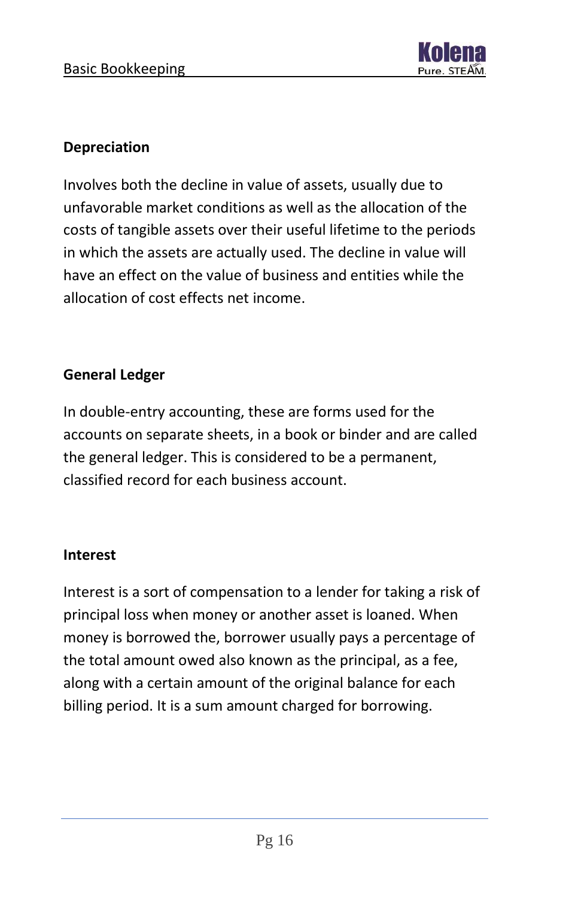**Depreciation**

Involves both the decline in value of assets, usually due to unfavorable market conditions as well as the allocation of the costs of tangible assets over their useful lifetime to the periods in which the assets are actually used. The decline in value will have an effect on the value of business and entities while the allocation of cost effects net income.

**General Ledger**

In double-entry accounting, these are forms used for the accounts on separate sheets, in a book or binder and are called the general ledger. This is considered to be a permanent, classified record for each business account.

**Interest**

Interest is a sort of compensation to a lender for taking a risk of principal loss when money or another asset is loaned. When money is borrowed the, borrower usually pays a percentage of the total amount owed also known as the principal, as a fee, along with a certain amount of the original balance for each billing period. It is a sum amount charged for borrowing.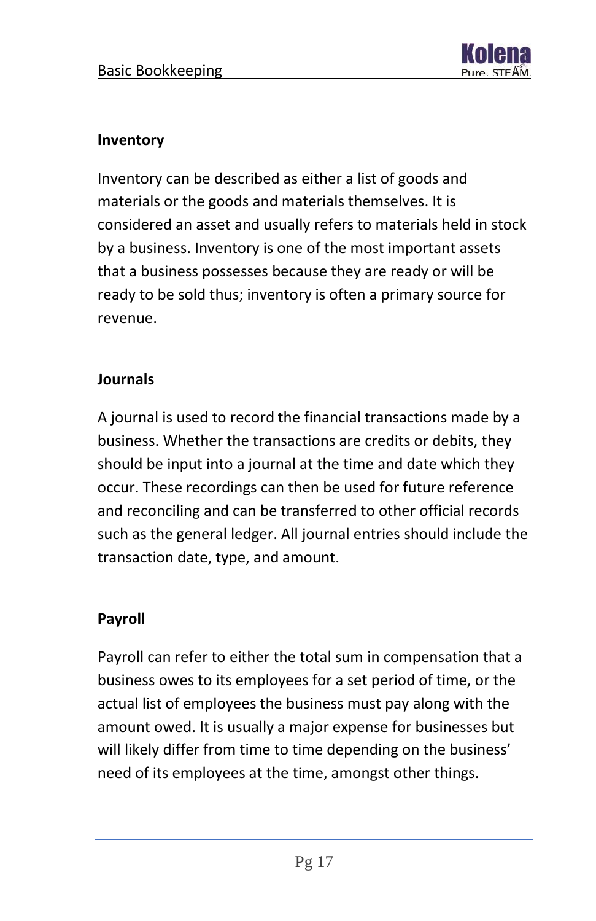### Inventory

Inventory can be described as either a list of goods and materials or the goods and materials themselves. It is considered an asset and usually refers to materials held in stock by a business. Inventory is one of the most important assets that a business possesses because they are ready or will be ready to be sold thus; inventory is often a primary source for revenue.

### Journals

A journal is used to record the financial transactions made by a business. Whether the transactions are credits or debits, they should be input into a journal at the time and date which they occur. These recordings can then be used for future reference and reconciling and can be transferred to other official records such as the general ledger. All journal entries should include the transaction date, type, and amount.

### Payroll

Payroll can refer to either the total sum in compensation that a business owes to its employees for a set period of time, or the actual list of employees the business must pay along with the amount owed. It is usually a major expense for businesses but will likely differ from time to time depending on the business' need of its employees at the time, amongst other things.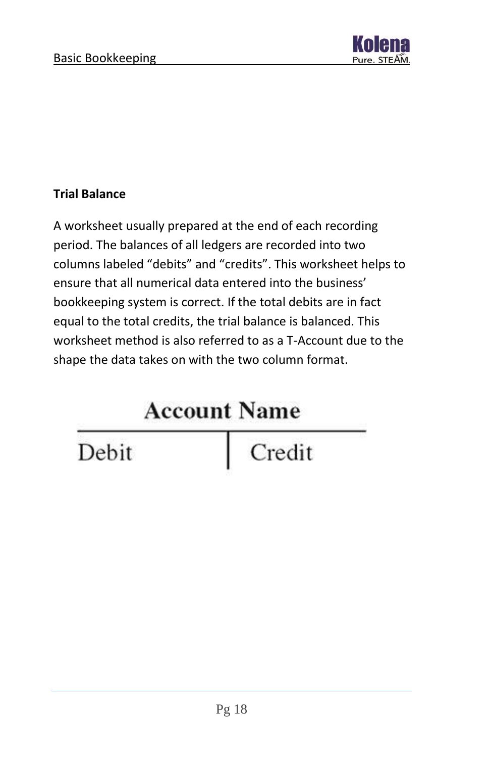**Trial Balance**

A worksheet usually prepared at the end of each recording period. The balances of all ledgers are recorded into two columns labeled “debits” and “credits”. This worksheet helps to ensure that all numerical data entered into the business’ bookkeeping system is correct. If the total debits are in fact equal to the total credits, the trial balance is balanced. This worksheet method is also referred to as a T-Account due to the shape the data takes on with the two column format.

| Account Name | |
|---|---|
| Debit | Credit |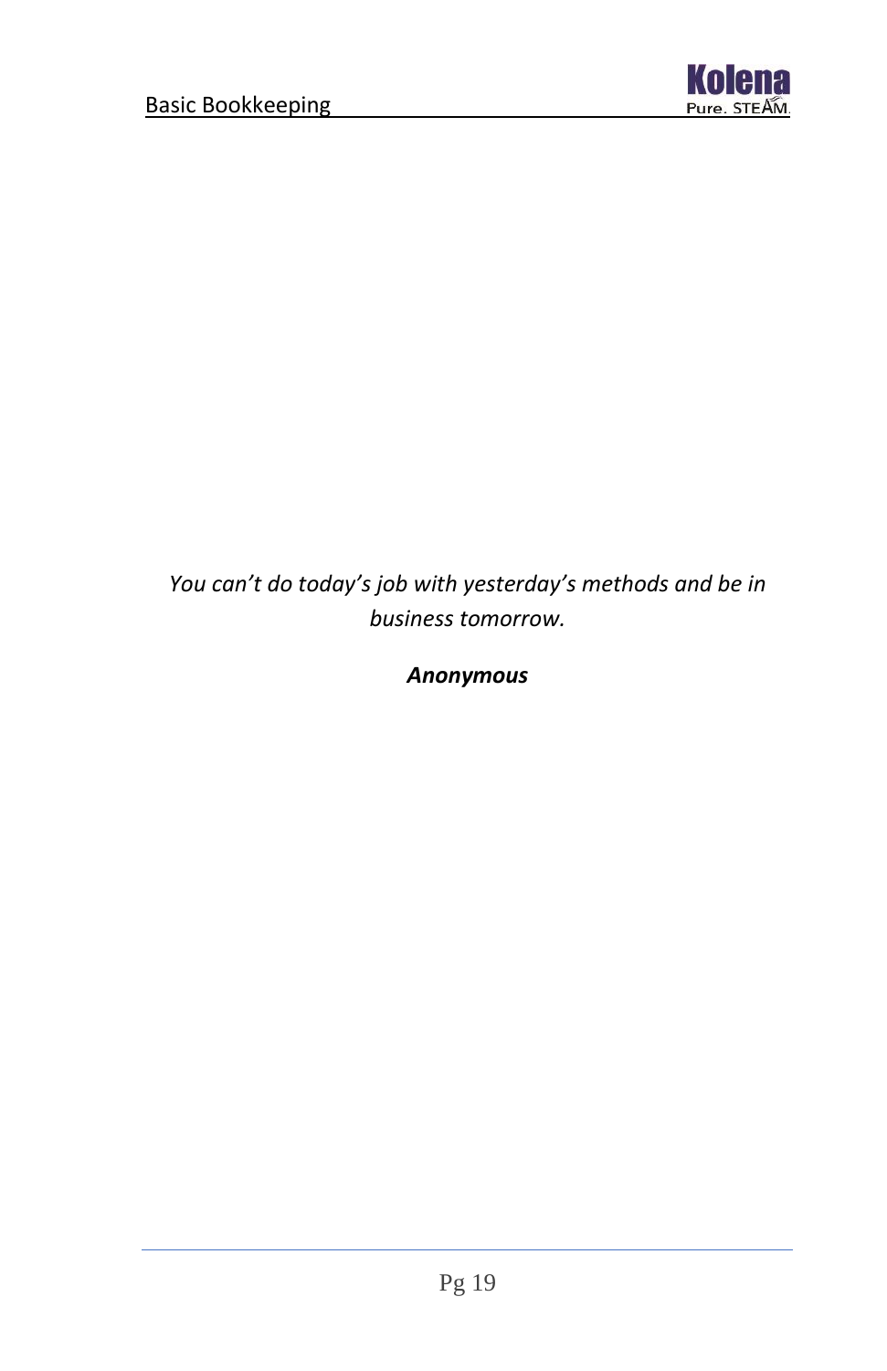*You can't do today's job with yesterday's methods and be in business tomorrow.*

***Anonymous***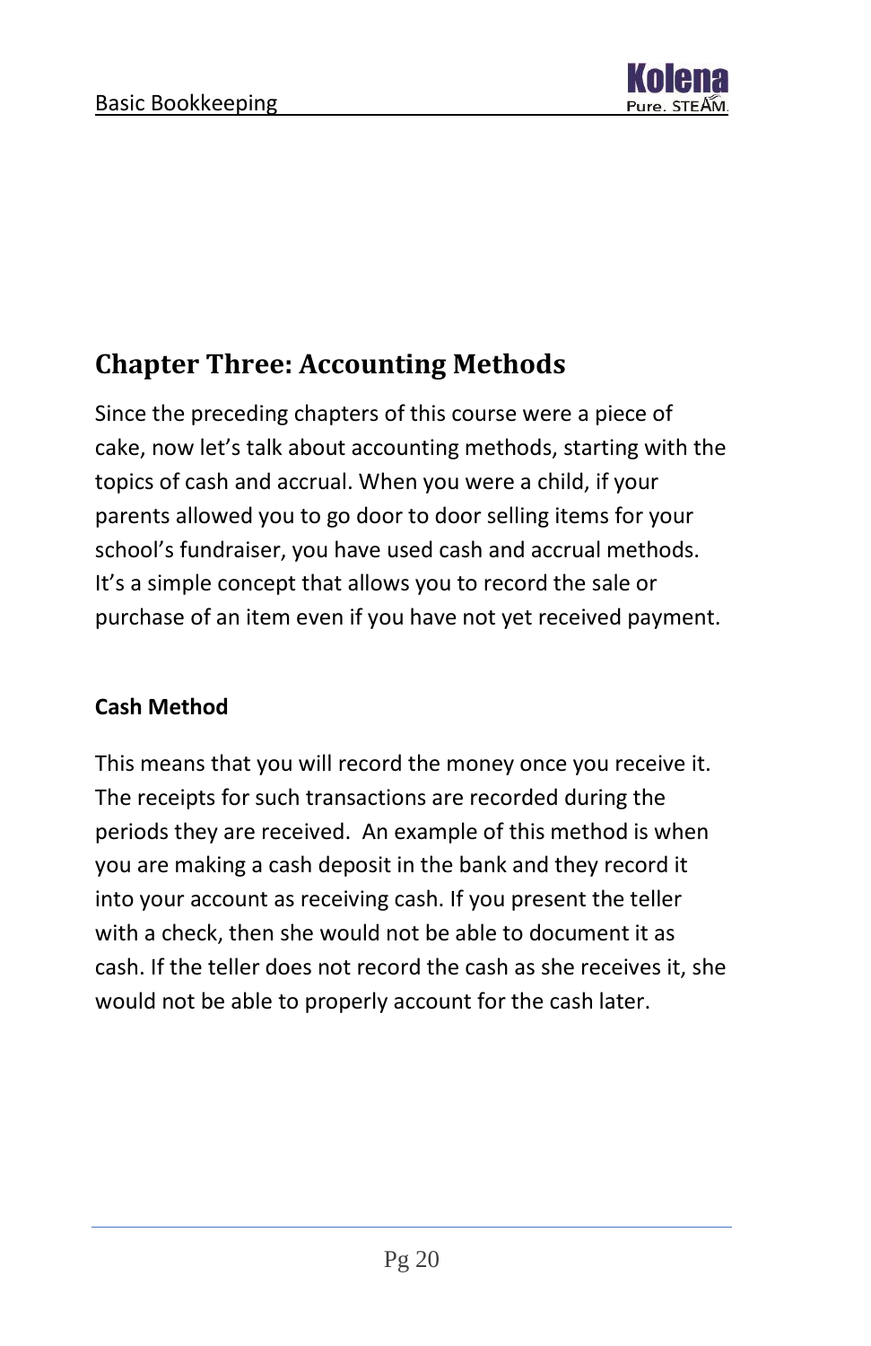## Chapter Three: Accounting Methods

Since the preceding chapters of this course were a piece of cake, now let's talk about accounting methods, starting with the topics of cash and accrual. When you were a child, if your parents allowed you to go door to door selling items for your school's fundraiser, you have used cash and accrual methods. It's a simple concept that allows you to record the sale or purchase of an item even if you have not yet received payment.

### Cash Method

This means that you will record the money once you receive it. The receipts for such transactions are recorded during the periods they are received. An example of this method is when you are making a cash deposit in the bank and they record it into your account as receiving cash. If you present the teller with a check, then she would not be able to document it as cash. If the teller does not record the cash as she receives it, she would not be able to properly account for the cash later.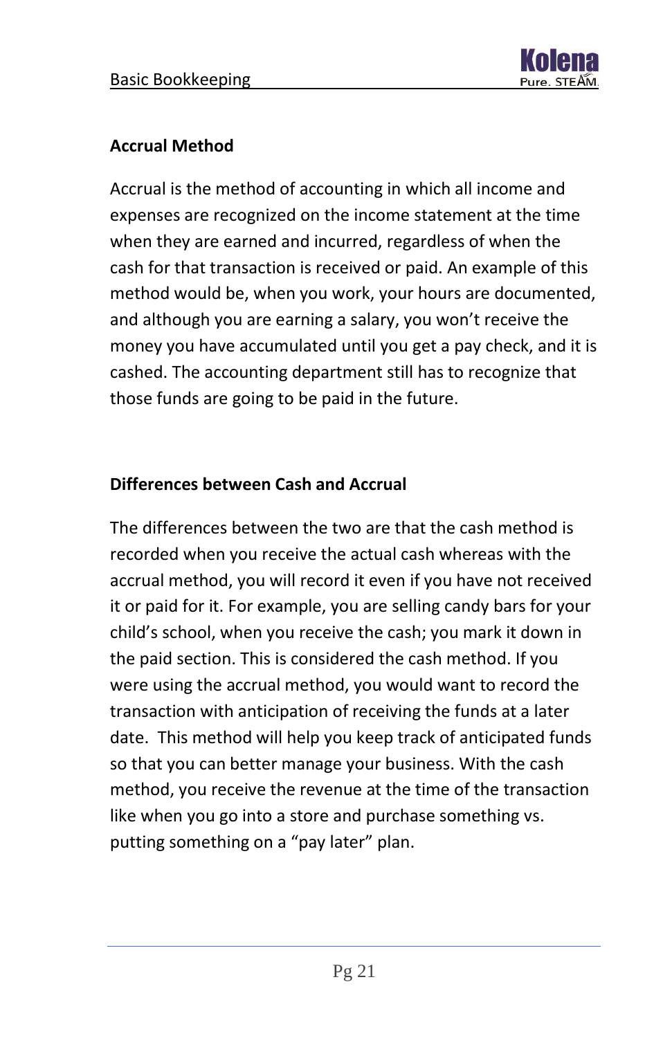**Accrual Method**

Accrual is the method of accounting in which all income and expenses are recognized on the income statement at the time when they are earned and incurred, regardless of when the cash for that transaction is received or paid. An example of this method would be, when you work, your hours are documented, and although you are earning a salary, you won't receive the money you have accumulated until you get a pay check, and it is cashed. The accounting department still has to recognize that those funds are going to be paid in the future.

**Differences between Cash and Accrual**

The differences between the two are that the cash method is recorded when you receive the actual cash whereas with the accrual method, you will record it even if you have not received it or paid for it. For example, you are selling candy bars for your child's school, when you receive the cash; you mark it down in the paid section. This is considered the cash method. If you were using the accrual method, you would want to record the transaction with anticipation of receiving the funds at a later date.  This method will help you keep track of anticipated funds so that you can better manage your business. With the cash method, you receive the revenue at the time of the transaction like when you go into a store and purchase something vs. putting something on a "pay later" plan.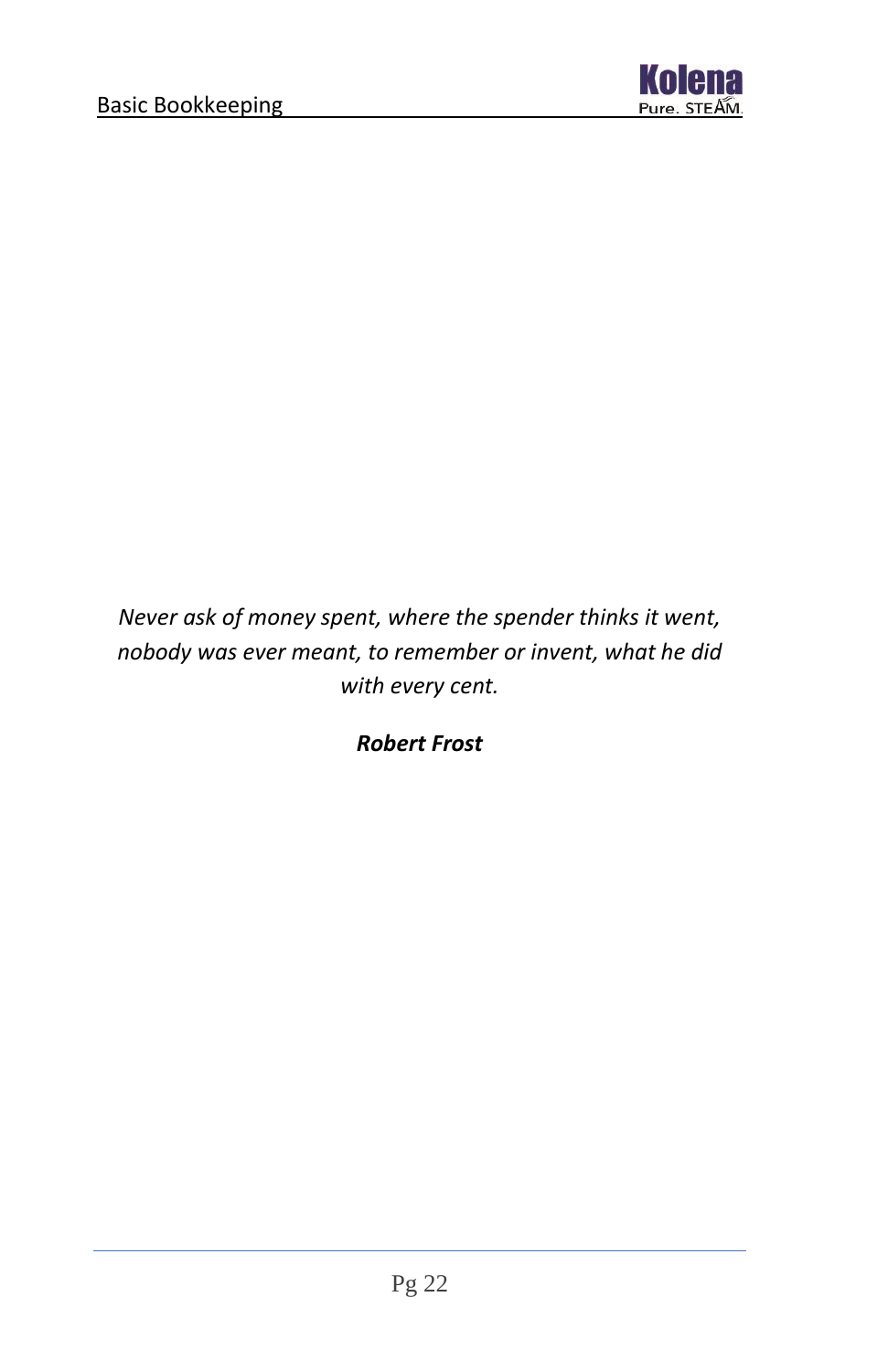*Never ask of money spent, where the spender thinks it went, nobody was ever meant, to remember or invent, what he did with every cent.*

***Robert Frost***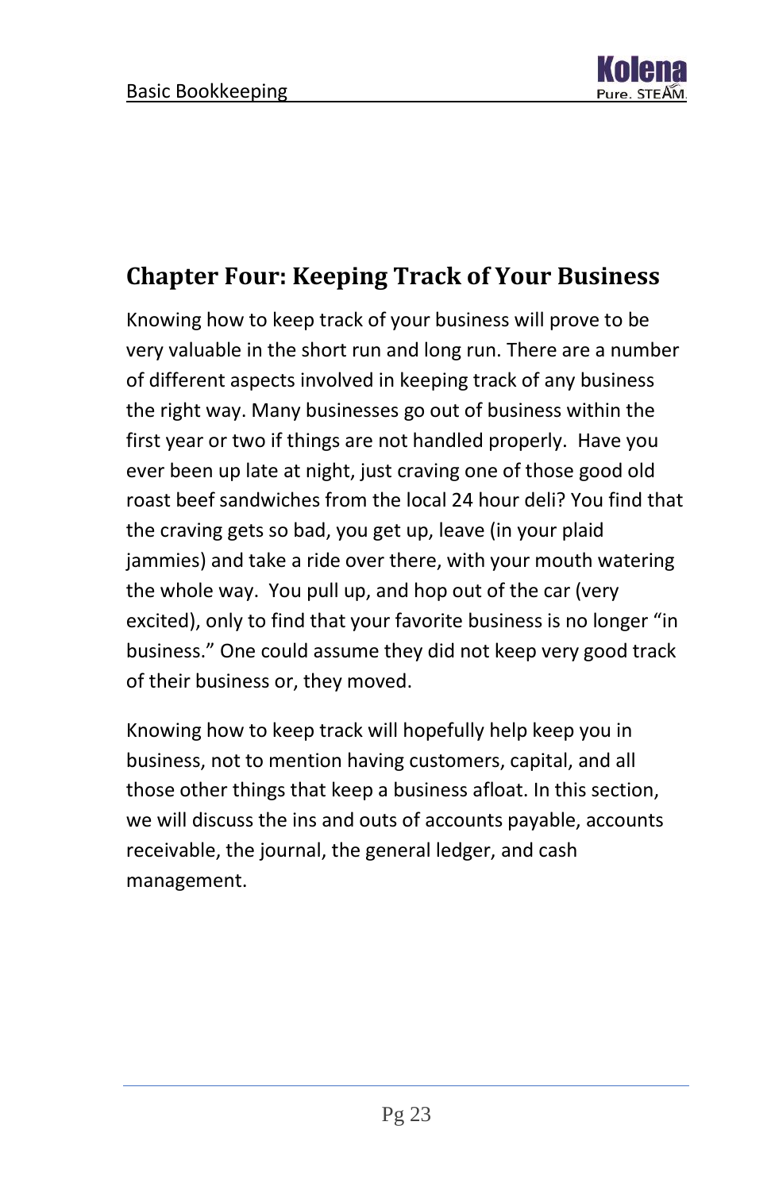## Chapter Four: Keeping Track of Your Business

Knowing how to keep track of your business will prove to be very valuable in the short run and long run. There are a number of different aspects involved in keeping track of any business the right way. Many businesses go out of business within the first year or two if things are not handled properly.  Have you ever been up late at night, just craving one of those good old roast beef sandwiches from the local 24 hour deli? You find that the craving gets so bad, you get up, leave (in your plaid jammies) and take a ride over there, with your mouth watering the whole way.  You pull up, and hop out of the car (very excited), only to find that your favorite business is no longer “in business.” One could assume they did not keep very good track of their business or, they moved.

Knowing how to keep track will hopefully help keep you in business, not to mention having customers, capital, and all those other things that keep a business afloat. In this section, we will discuss the ins and outs of accounts payable, accounts receivable, the journal, the general ledger, and cash management.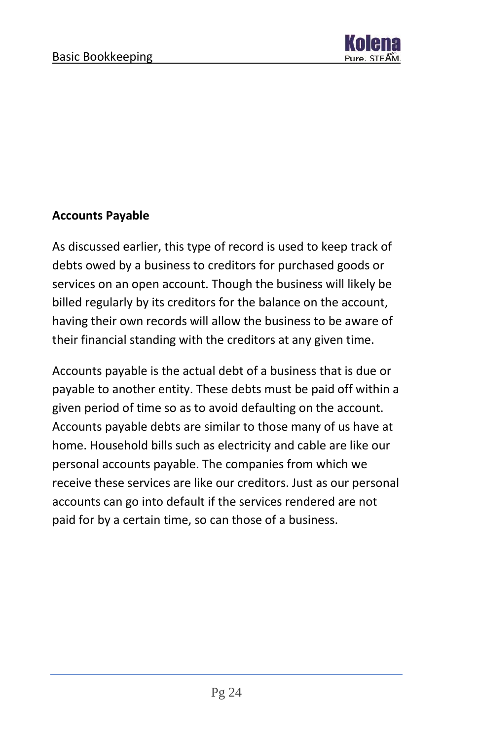## Accounts Payable

As discussed earlier, this type of record is used to keep track of debts owed by a business to creditors for purchased goods or services on an open account. Though the business will likely be billed regularly by its creditors for the balance on the account, having their own records will allow the business to be aware of their financial standing with the creditors at any given time.

Accounts payable is the actual debt of a business that is due or payable to another entity. These debts must be paid off within a given period of time so as to avoid defaulting on the account. Accounts payable debts are similar to those many of us have at home. Household bills such as electricity and cable are like our personal accounts payable. The companies from which we receive these services are like our creditors. Just as our personal accounts can go into default if the services rendered are not paid for by a certain time, so can those of a business.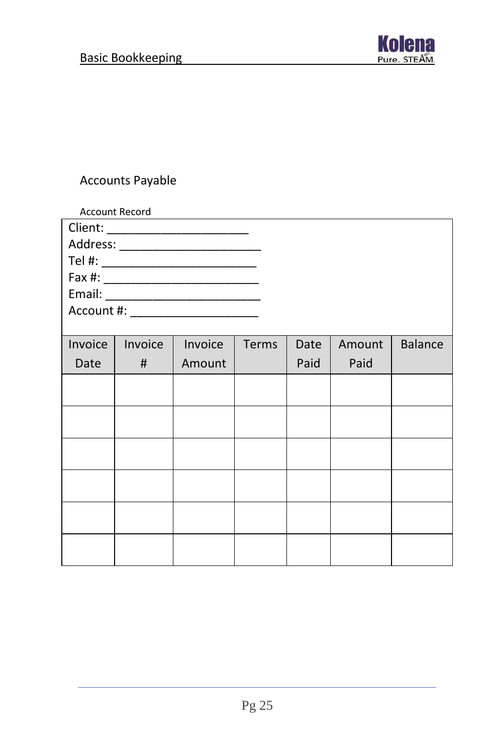## Accounts Payable

Account Record

Client: ______________________

Address: ______________________

Tel #: ________________________

Fax #: ________________________

Email: ________________________

Account #: ____________________

| Invoice Date | Invoice # | Invoice Amount | Terms | Date Paid | Amount Paid | Balance |
|---|---|---|---|---|---|---|
| | | | | | | |
| | | | | | | |
| | | | | | | |
| | | | | | | |
| | | | | | | |
| | | | | | | |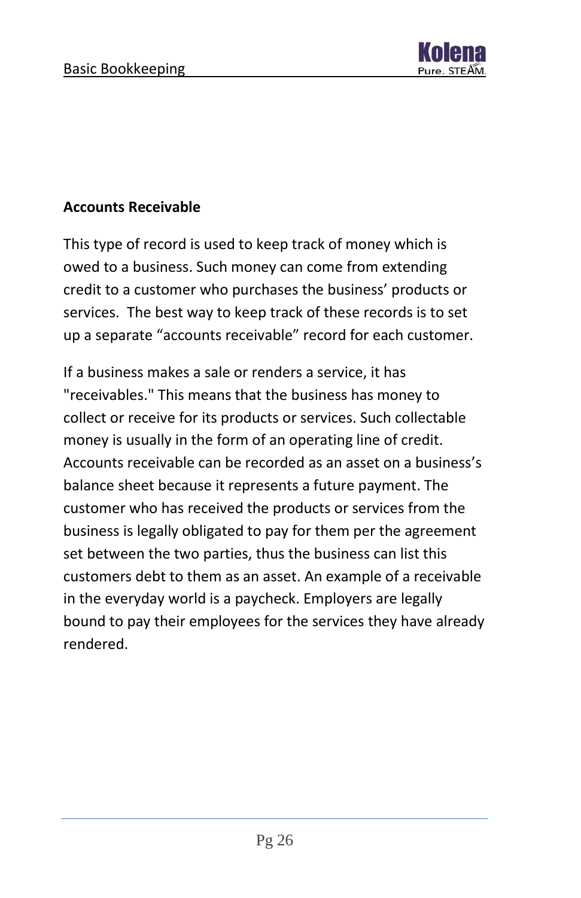**Accounts Receivable**

This type of record is used to keep track of money which is owed to a business. Such money can come from extending credit to a customer who purchases the business' products or services. The best way to keep track of these records is to set up a separate "accounts receivable" record for each customer.

If a business makes a sale or renders a service, it has "receivables." This means that the business has money to collect or receive for its products or services. Such collectable money is usually in the form of an operating line of credit. Accounts receivable can be recorded as an asset on a business's balance sheet because it represents a future payment. The customer who has received the products or services from the business is legally obligated to pay for them per the agreement set between the two parties, thus the business can list this customers debt to them as an asset. An example of a receivable in the everyday world is a paycheck. Employers are legally bound to pay their employees for the services they have already rendered.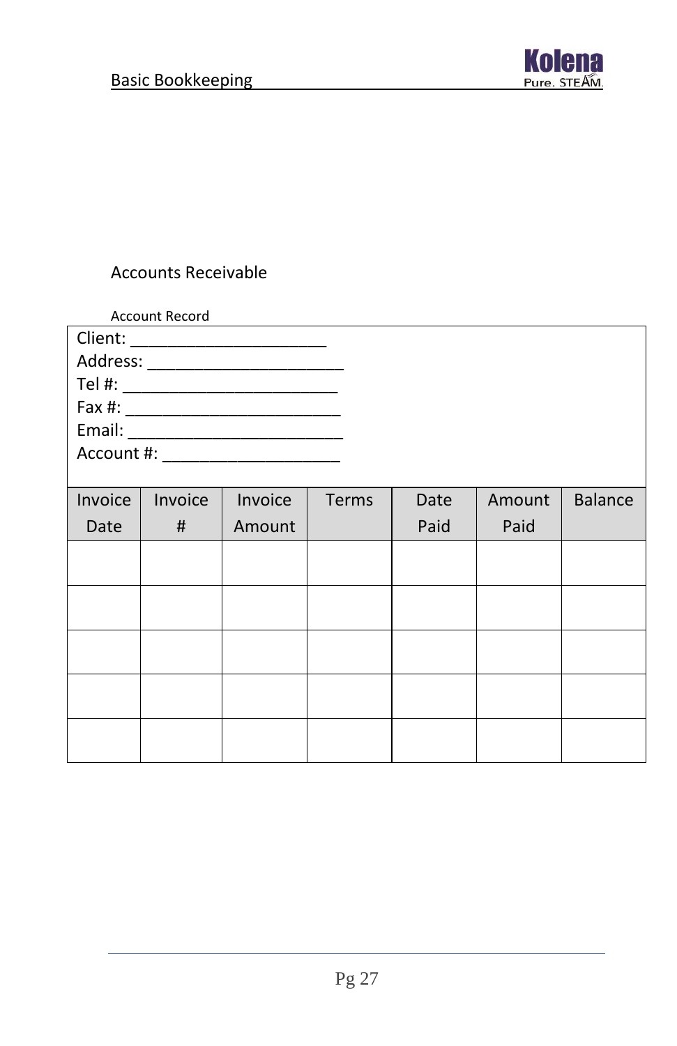## Accounts Receivable

Account Record

Client: ____________________

Address: ____________________

Tel #: ______________________

Fax #: ______________________

Email: ______________________

Account #: __________________

| Invoice Date | Invoice # | Invoice Amount | Terms | Date Paid | Amount Paid | Balance |
|---|---|---|---|---|---|---|
| | | | | | | |
| | | | | | | |
| | | | | | | |
| | | | | | | |
| | | | | | | |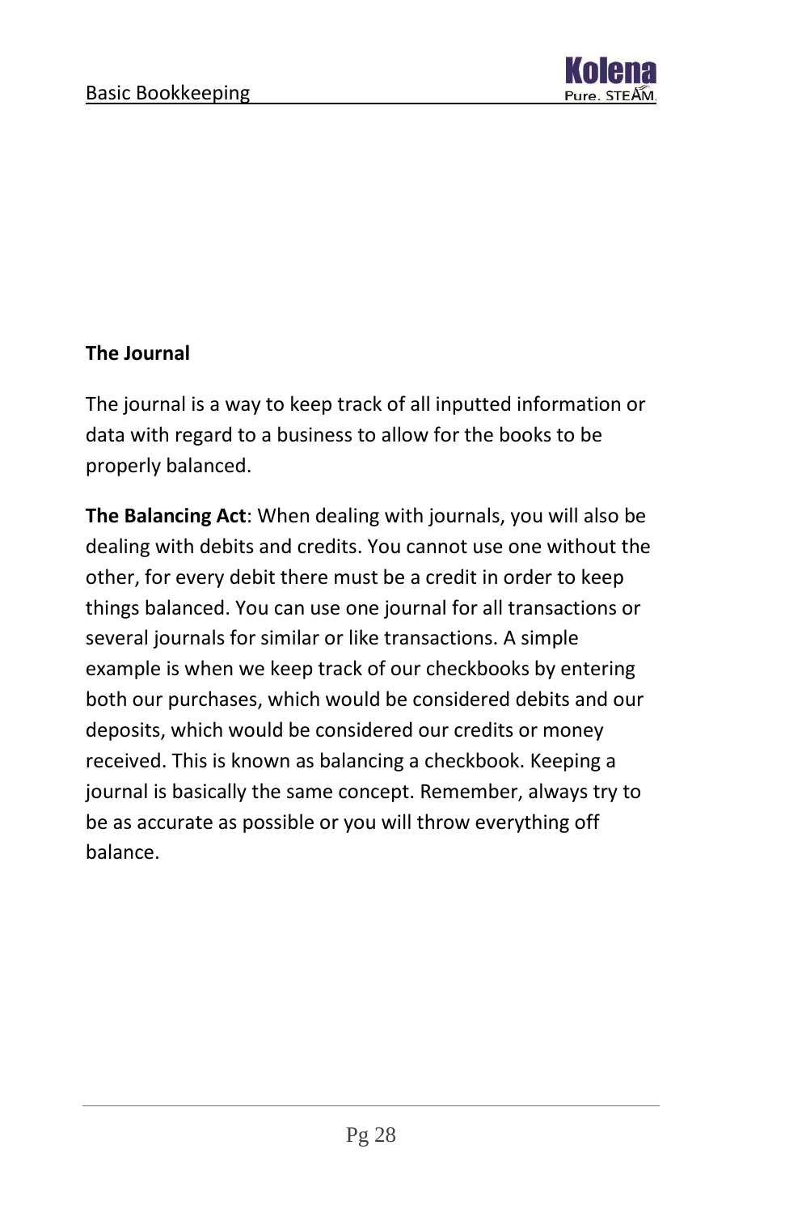**The Journal**

The journal is a way to keep track of all inputted information or data with regard to a business to allow for the books to be properly balanced.

**The Balancing Act**: When dealing with journals, you will also be dealing with debits and credits. You cannot use one without the other, for every debit there must be a credit in order to keep things balanced. You can use one journal for all transactions or several journals for similar or like transactions. A simple example is when we keep track of our checkbooks by entering both our purchases, which would be considered debits and our deposits, which would be considered our credits or money received. This is known as balancing a checkbook. Keeping a journal is basically the same concept. Remember, always try to be as accurate as possible or you will throw everything off balance.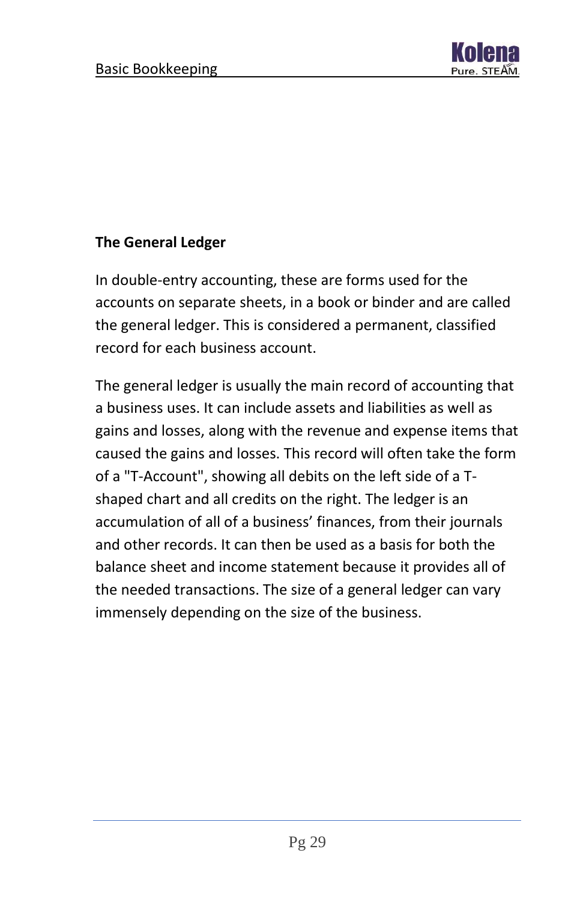## The General Ledger

In double-entry accounting, these are forms used for the accounts on separate sheets, in a book or binder and are called the general ledger. This is considered a permanent, classified record for each business account.

The general ledger is usually the main record of accounting that a business uses. It can include assets and liabilities as well as gains and losses, along with the revenue and expense items that caused the gains and losses. This record will often take the form of a "T-Account", showing all debits on the left side of a T-shaped chart and all credits on the right. The ledger is an accumulation of all of a business' finances, from their journals and other records. It can then be used as a basis for both the balance sheet and income statement because it provides all of the needed transactions. The size of a general ledger can vary immensely depending on the size of the business.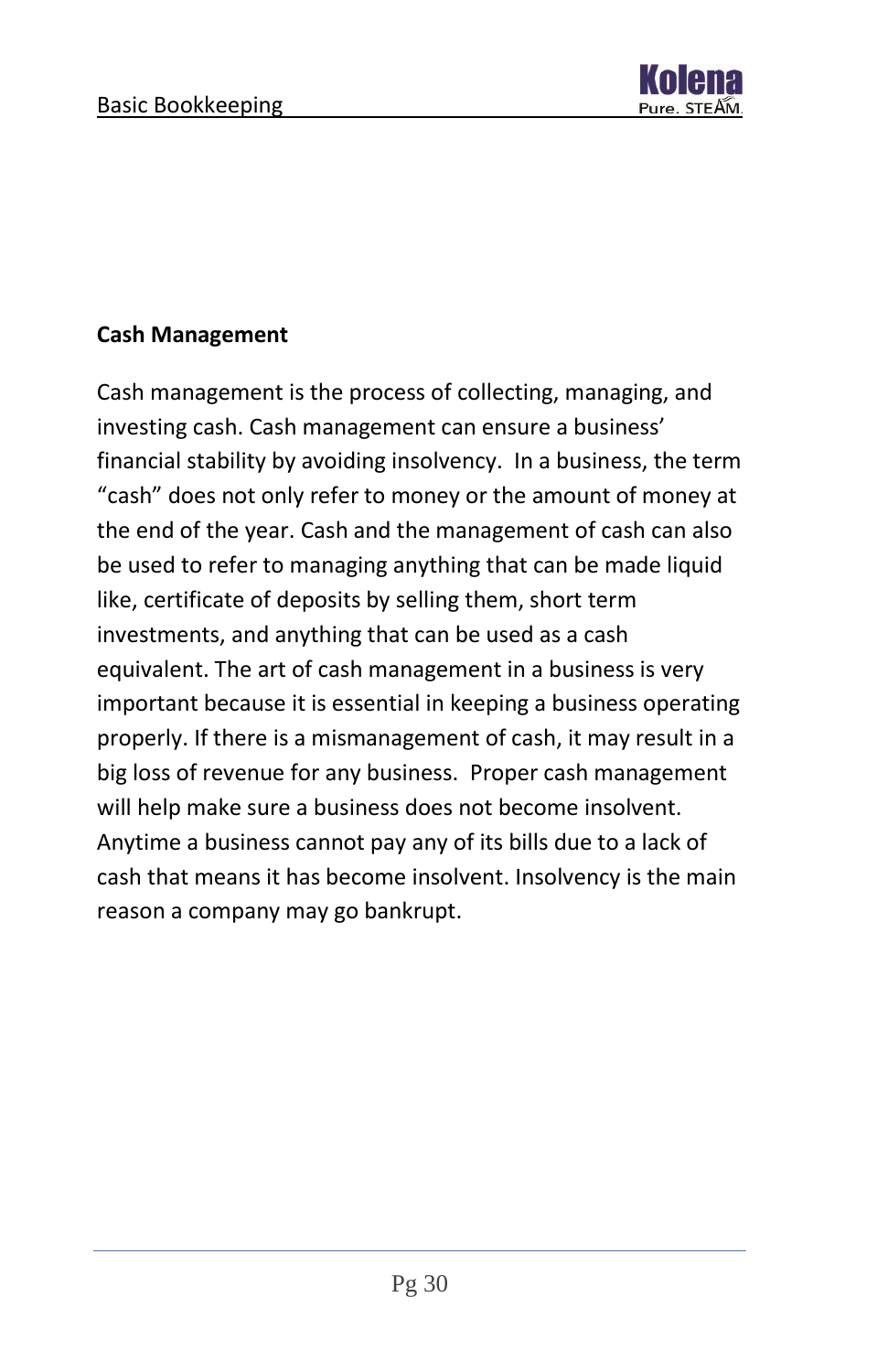**Cash Management**

Cash management is the process of collecting, managing, and investing cash. Cash management can ensure a business' financial stability by avoiding insolvency. In a business, the term "cash" does not only refer to money or the amount of money at the end of the year. Cash and the management of cash can also be used to refer to managing anything that can be made liquid like, certificate of deposits by selling them, short term investments, and anything that can be used as a cash equivalent. The art of cash management in a business is very important because it is essential in keeping a business operating properly. If there is a mismanagement of cash, it may result in a big loss of revenue for any business. Proper cash management will help make sure a business does not become insolvent. Anytime a business cannot pay any of its bills due to a lack of cash that means it has become insolvent. Insolvency is the main reason a company may go bankrupt.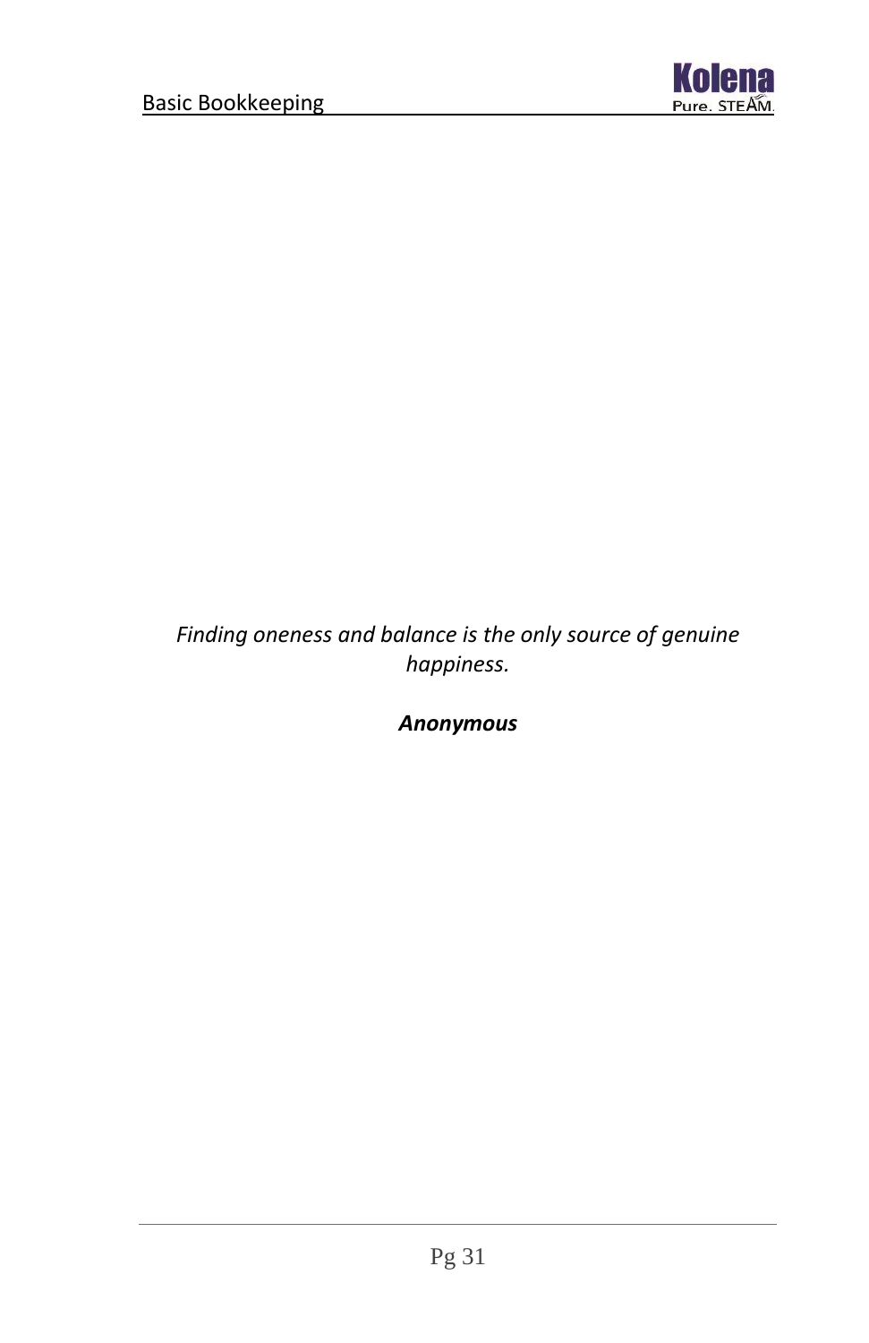*Finding oneness and balance is the only source of genuine happiness.*

***Anonymous***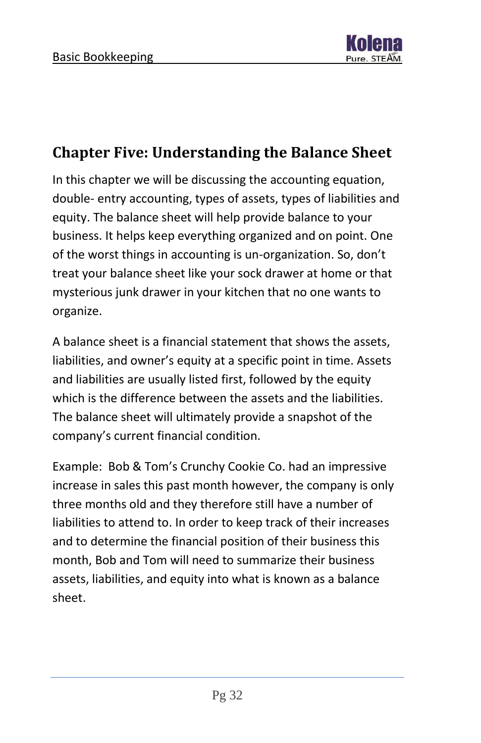## Chapter Five: Understanding the Balance Sheet

In this chapter we will be discussing the accounting equation, double- entry accounting, types of assets, types of liabilities and equity. The balance sheet will help provide balance to your business. It helps keep everything organized and on point. One of the worst things in accounting is un-organization. So, don't treat your balance sheet like your sock drawer at home or that mysterious junk drawer in your kitchen that no one wants to organize.

A balance sheet is a financial statement that shows the assets, liabilities, and owner's equity at a specific point in time. Assets and liabilities are usually listed first, followed by the equity which is the difference between the assets and the liabilities. The balance sheet will ultimately provide a snapshot of the company's current financial condition.

Example: Bob & Tom's Crunchy Cookie Co. had an impressive increase in sales this past month however, the company is only three months old and they therefore still have a number of liabilities to attend to. In order to keep track of their increases and to determine the financial position of their business this month, Bob and Tom will need to summarize their business assets, liabilities, and equity into what is known as a balance sheet.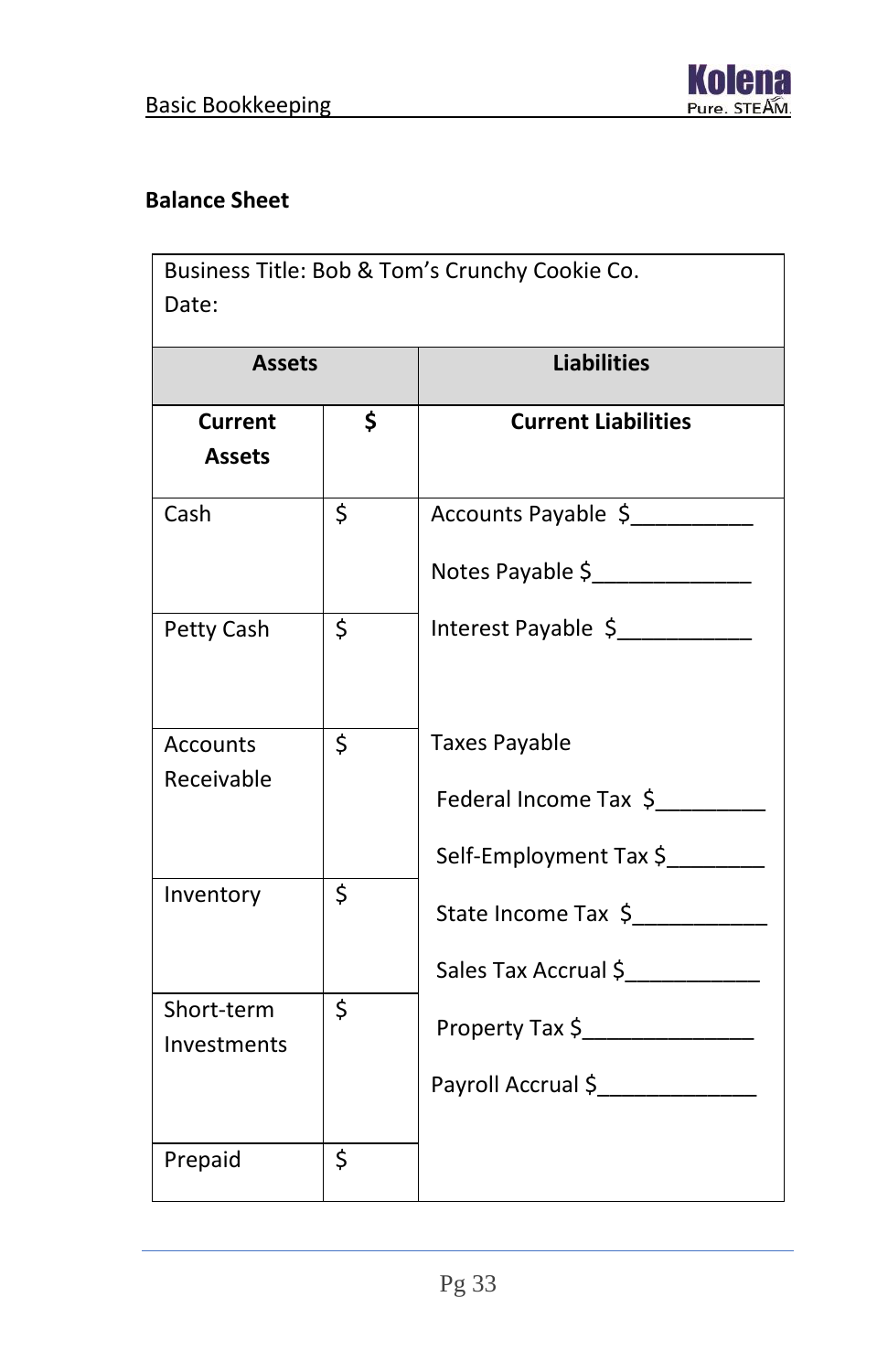**Balance Sheet**

| Business Title: Bob & Tom's Crunchy Cookie Co.<br>Date: | | |
|---|---|---|
| **Assets** | | **Liabilities** |
| **Current Assets** | **$** | **Current Liabilities** |
| Cash | $ | Accounts Payable $__________<br><br>Notes Payable $_____________ |
| Petty Cash | $ | Interest Payable $___________ |
| Accounts Receivable | $ | Taxes Payable<br><br>Federal Income Tax $_________<br><br>Self-Employment Tax $________ |
| Inventory | $ | State Income Tax $___________<br><br>Sales Tax Accrual $___________ |
| Short-term Investments | $ | Property Tax $______________<br><br>Payroll Accrual $_____________ |
| Prepaid | $ | |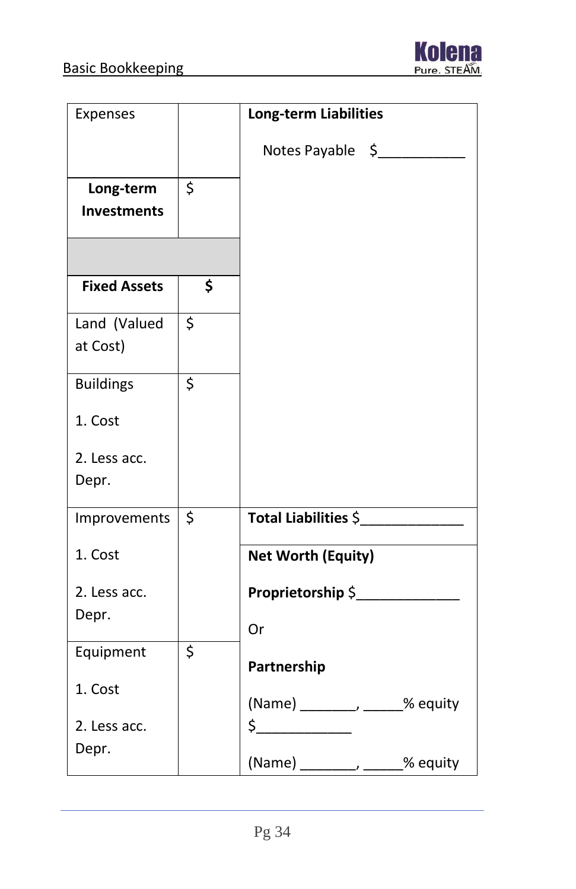| Expenses | | **Long-term Liabilities**<br><br>Notes Payable $___________ |
|---|---|---|
| **Long-term Investments** | $ | |
| | | |
| **Fixed Assets** | **$** | |
| Land (Valued at Cost) | $ | |
| Buildings<br><br>1. Cost<br><br>2. Less acc. Depr. | $ | |
| Improvements<br><br>1. Cost<br><br>2. Less acc. Depr. | $ | **Total Liabilities** $_____________ |
| | | **Net Worth (Equity)**<br><br>**Proprietorship** $_____________<br><br>Or |
| Equipment<br><br>1. Cost<br><br>2. Less acc. Depr. | $ | **Partnership**<br><br>(Name) _______, _____% equity<br>$____________<br><br>(Name) _______, _____% equity |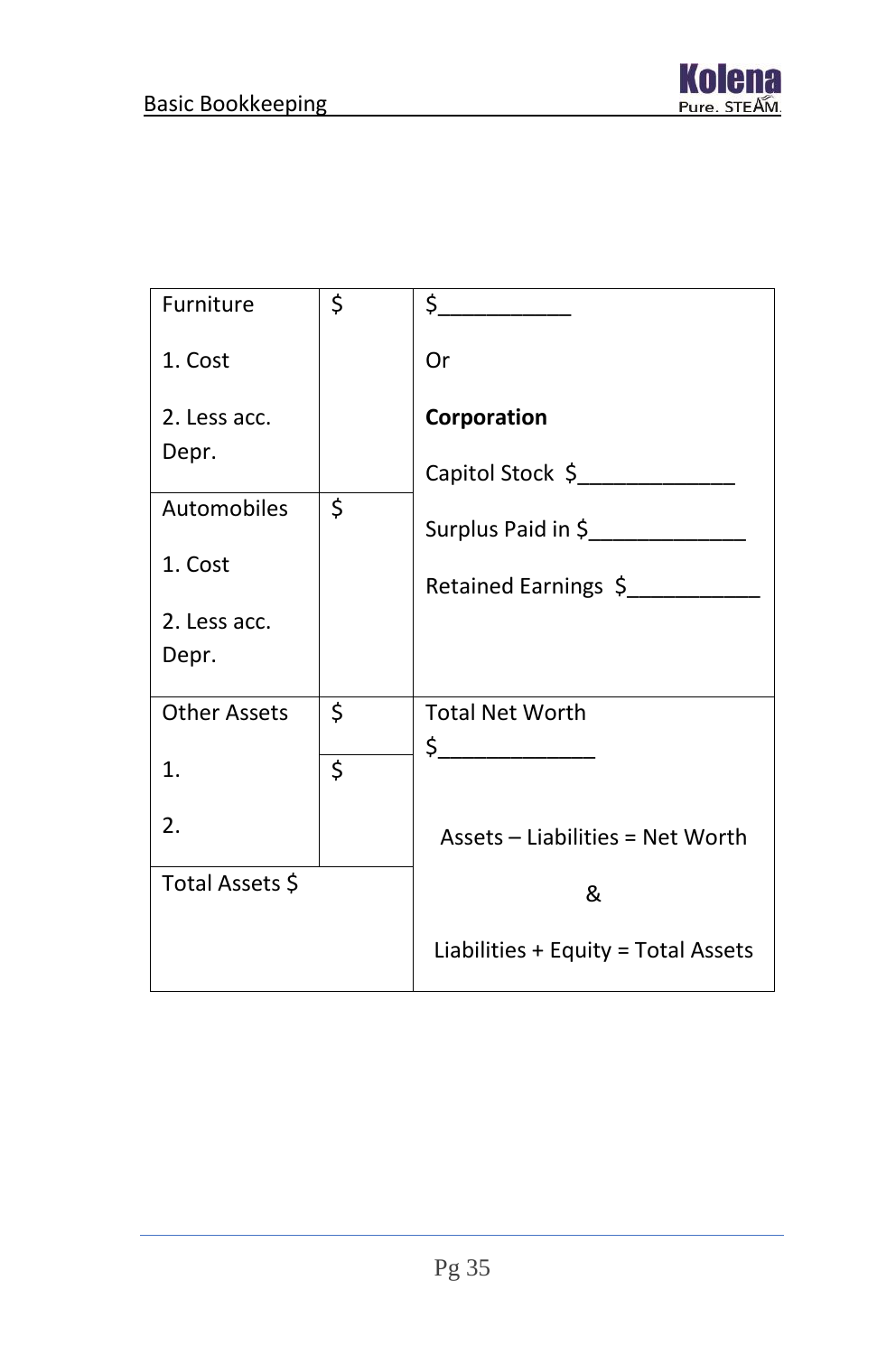| Furniture<br><br>1. Cost<br><br>2. Less acc. Depr. | $ | $___________<br><br>Or<br><br>**Corporation**<br><br>Capitol Stock $_____________<br><br>Surplus Paid in $_____________<br><br>Retained Earnings $___________ |
|---|---|---|
| Automobiles<br><br>1. Cost<br><br>2. Less acc. Depr. | $ | |
| Other Assets<br><br>1.<br><br>2. | $<br><br>$ | Total Net Worth<br>$_____________<br><br>Assets – Liabilities = Net Worth |
| Total Assets $ | | &<br><br>Liabilities + Equity = Total Assets |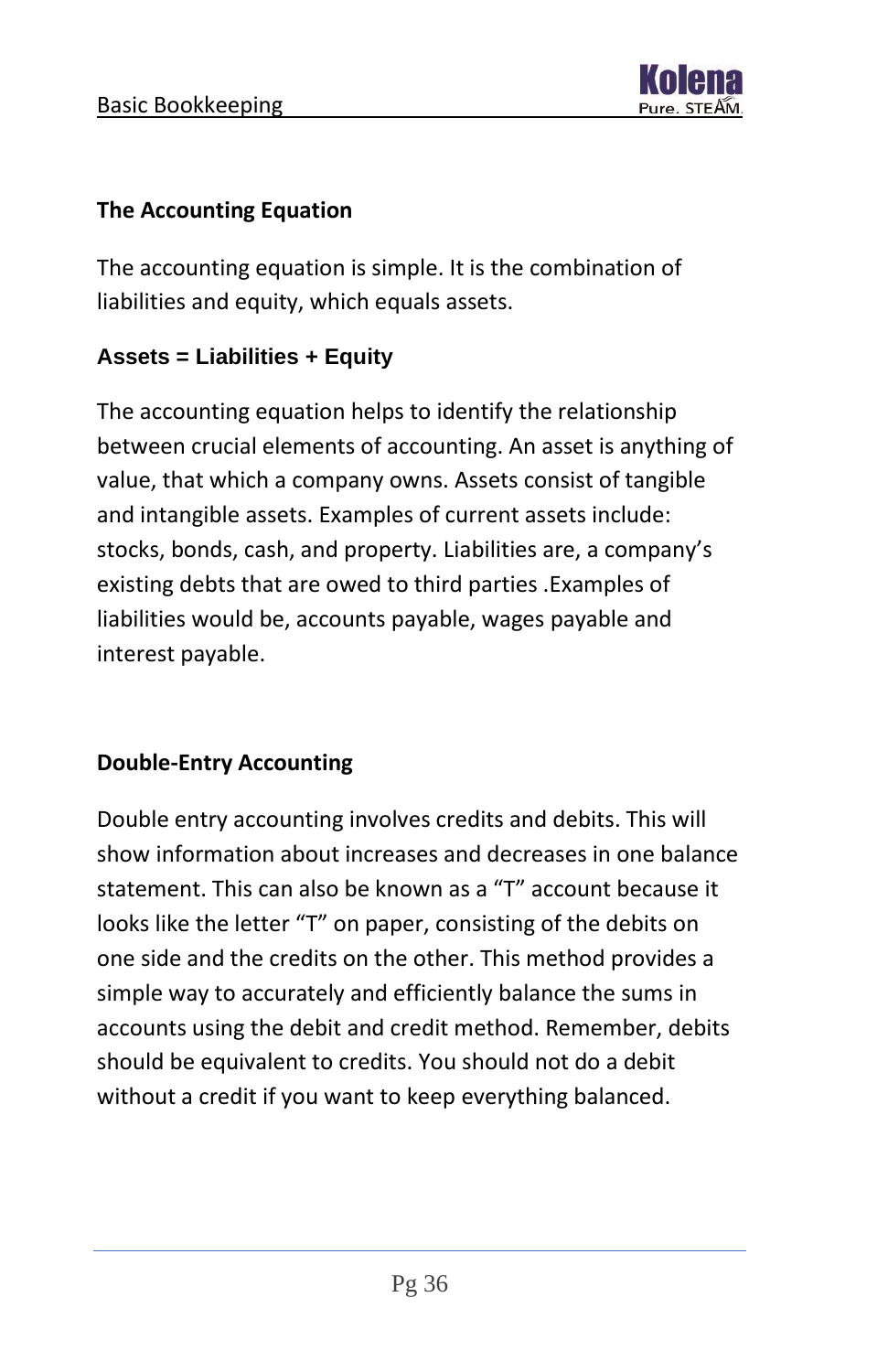## The Accounting Equation

The accounting equation is simple. It is the combination of liabilities and equity, which equals assets.

**Assets = Liabilities + Equity**

The accounting equation helps to identify the relationship between crucial elements of accounting. An asset is anything of value, that which a company owns. Assets consist of tangible and intangible assets. Examples of current assets include: stocks, bonds, cash, and property. Liabilities are, a company's existing debts that are owed to third parties .Examples of liabilities would be, accounts payable, wages payable and interest payable.

## Double-Entry Accounting

Double entry accounting involves credits and debits. This will show information about increases and decreases in one balance statement. This can also be known as a "T" account because it looks like the letter "T" on paper, consisting of the debits on one side and the credits on the other. This method provides a simple way to accurately and efficiently balance the sums in accounts using the debit and credit method. Remember, debits should be equivalent to credits. You should not do a debit without a credit if you want to keep everything balanced.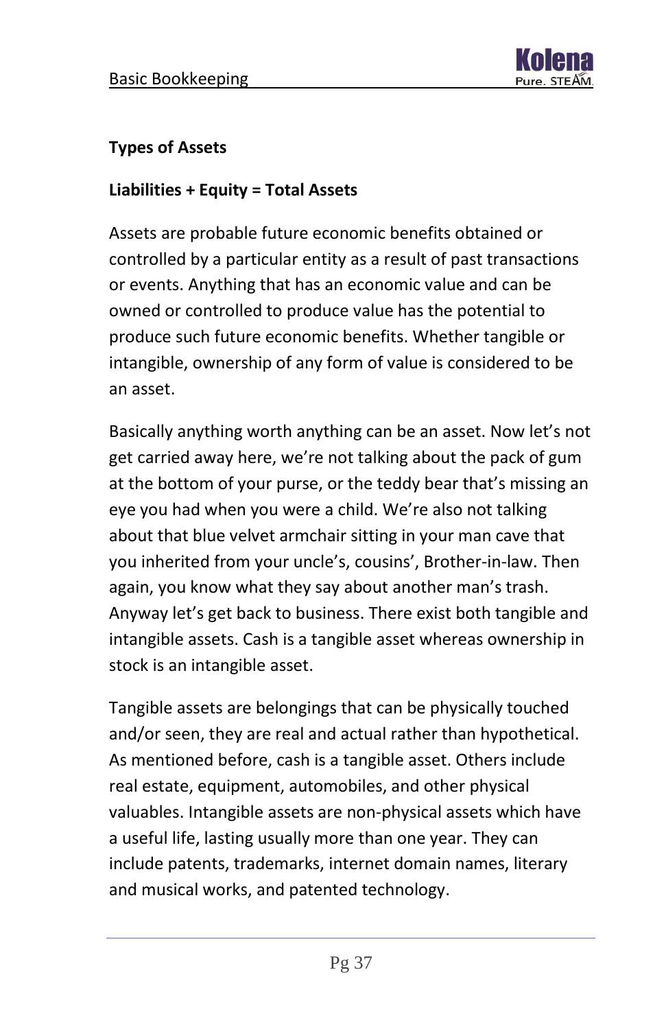**Types of Assets**

**Liabilities + Equity = Total Assets**

Assets are probable future economic benefits obtained or controlled by a particular entity as a result of past transactions or events. Anything that has an economic value and can be owned or controlled to produce value has the potential to produce such future economic benefits. Whether tangible or intangible, ownership of any form of value is considered to be an asset.

Basically anything worth anything can be an asset. Now let's not get carried away here, we're not talking about the pack of gum at the bottom of your purse, or the teddy bear that's missing an eye you had when you were a child. We're also not talking about that blue velvet armchair sitting in your man cave that you inherited from your uncle's, cousins', Brother-in-law. Then again, you know what they say about another man's trash. Anyway let's get back to business. There exist both tangible and intangible assets. Cash is a tangible asset whereas ownership in stock is an intangible asset.

Tangible assets are belongings that can be physically touched and/or seen, they are real and actual rather than hypothetical. As mentioned before, cash is a tangible asset. Others include real estate, equipment, automobiles, and other physical valuables. Intangible assets are non-physical assets which have a useful life, lasting usually more than one year. They can include patents, trademarks, internet domain names, literary and musical works, and patented technology.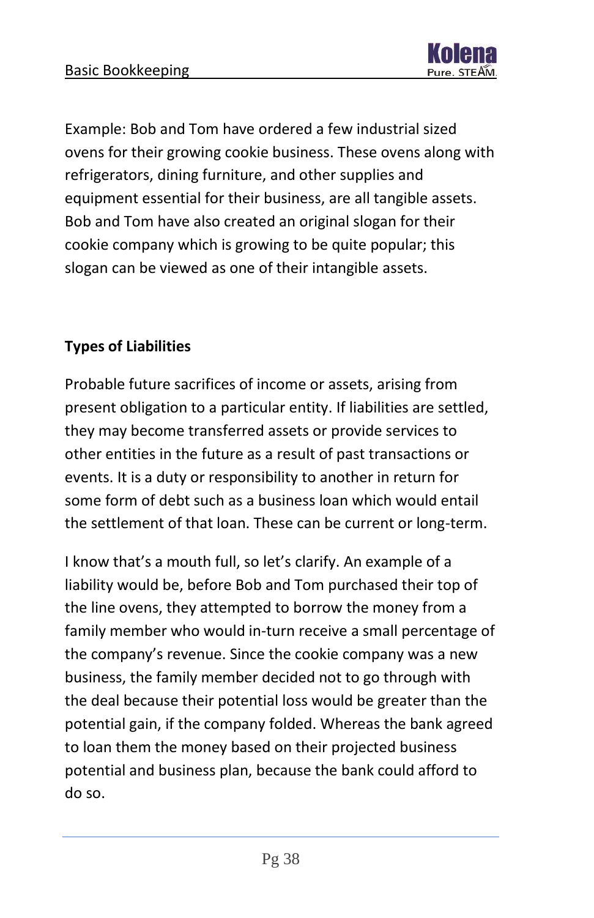Example: Bob and Tom have ordered a few industrial sized ovens for their growing cookie business. These ovens along with refrigerators, dining furniture, and other supplies and equipment essential for their business, are all tangible assets. Bob and Tom have also created an original slogan for their cookie company which is growing to be quite popular; this slogan can be viewed as one of their intangible assets.

**Types of Liabilities**

Probable future sacrifices of income or assets, arising from present obligation to a particular entity. If liabilities are settled, they may become transferred assets or provide services to other entities in the future as a result of past transactions or events. It is a duty or responsibility to another in return for some form of debt such as a business loan which would entail the settlement of that loan. These can be current or long-term.

I know that's a mouth full, so let's clarify. An example of a liability would be, before Bob and Tom purchased their top of the line ovens, they attempted to borrow the money from a family member who would in-turn receive a small percentage of the company's revenue. Since the cookie company was a new business, the family member decided not to go through with the deal because their potential loss would be greater than the potential gain, if the company folded. Whereas the bank agreed to loan them the money based on their projected business potential and business plan, because the bank could afford to do so.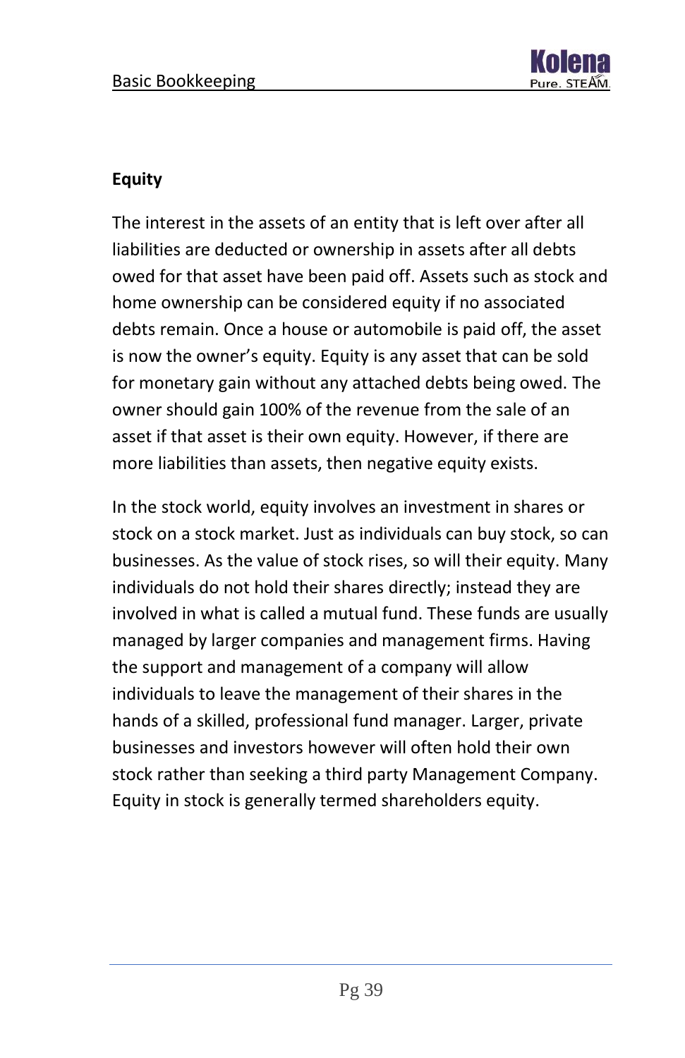**Equity**

The interest in the assets of an entity that is left over after all liabilities are deducted or ownership in assets after all debts owed for that asset have been paid off. Assets such as stock and home ownership can be considered equity if no associated debts remain. Once a house or automobile is paid off, the asset is now the owner's equity. Equity is any asset that can be sold for monetary gain without any attached debts being owed. The owner should gain 100% of the revenue from the sale of an asset if that asset is their own equity. However, if there are more liabilities than assets, then negative equity exists.

In the stock world, equity involves an investment in shares or stock on a stock market. Just as individuals can buy stock, so can businesses. As the value of stock rises, so will their equity. Many individuals do not hold their shares directly; instead they are involved in what is called a mutual fund. These funds are usually managed by larger companies and management firms. Having the support and management of a company will allow individuals to leave the management of their shares in the hands of a skilled, professional fund manager. Larger, private businesses and investors however will often hold their own stock rather than seeking a third party Management Company. Equity in stock is generally termed shareholders equity.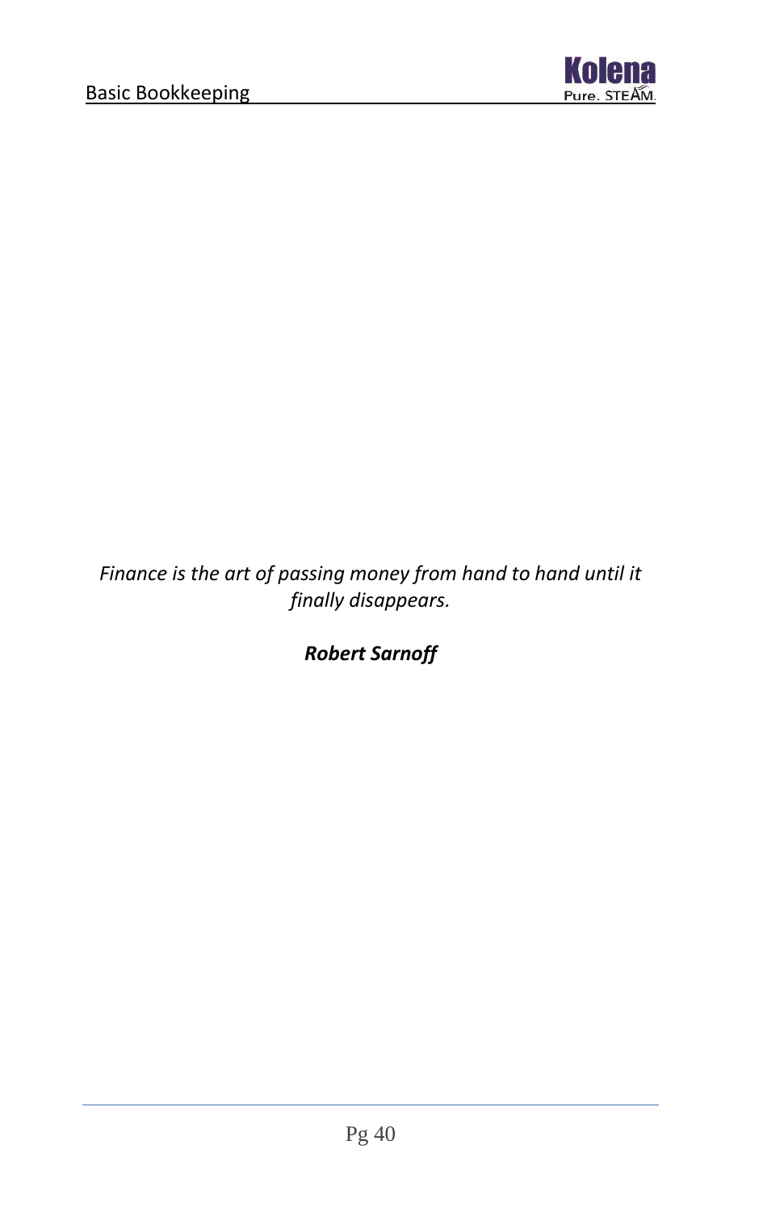*Finance is the art of passing money from hand to hand until it finally disappears.*

***Robert Sarnoff***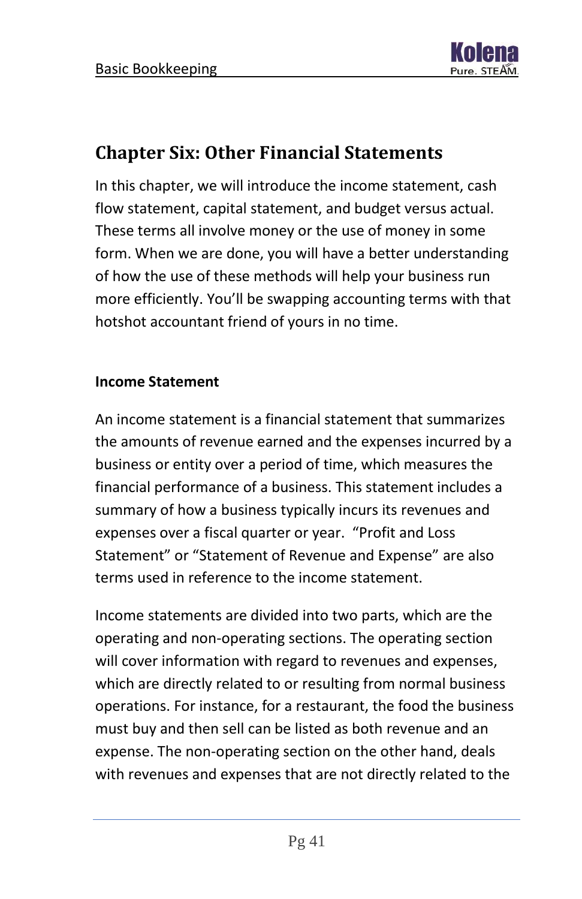## Chapter Six: Other Financial Statements

In this chapter, we will introduce the income statement, cash flow statement, capital statement, and budget versus actual. These terms all involve money or the use of money in some form. When we are done, you will have a better understanding of how the use of these methods will help your business run more efficiently. You'll be swapping accounting terms with that hotshot accountant friend of yours in no time.

### Income Statement

An income statement is a financial statement that summarizes the amounts of revenue earned and the expenses incurred by a business or entity over a period of time, which measures the financial performance of a business. This statement includes a summary of how a business typically incurs its revenues and expenses over a fiscal quarter or year. "Profit and Loss Statement" or "Statement of Revenue and Expense" are also terms used in reference to the income statement.

Income statements are divided into two parts, which are the operating and non-operating sections. The operating section will cover information with regard to revenues and expenses, which are directly related to or resulting from normal business operations. For instance, for a restaurant, the food the business must buy and then sell can be listed as both revenue and an expense. The non-operating section on the other hand, deals with revenues and expenses that are not directly related to the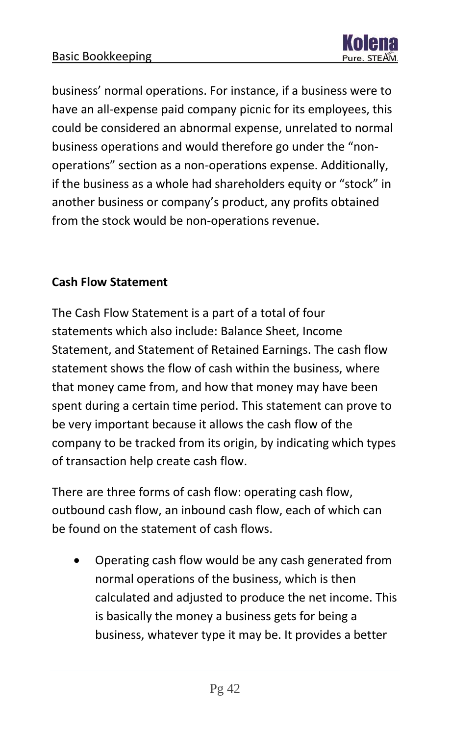business' normal operations. For instance, if a business were to have an all-expense paid company picnic for its employees, this could be considered an abnormal expense, unrelated to normal business operations and would therefore go under the "non-operations" section as a non-operations expense. Additionally, if the business as a whole had shareholders equity or "stock" in another business or company's product, any profits obtained from the stock would be non-operations revenue.

**Cash Flow Statement**

The Cash Flow Statement is a part of a total of four statements which also include: Balance Sheet, Income Statement, and Statement of Retained Earnings. The cash flow statement shows the flow of cash within the business, where that money came from, and how that money may have been spent during a certain time period. This statement can prove to be very important because it allows the cash flow of the company to be tracked from its origin, by indicating which types of transaction help create cash flow.

There are three forms of cash flow: operating cash flow, outbound cash flow, an inbound cash flow, each of which can be found on the statement of cash flows.

- Operating cash flow would be any cash generated from normal operations of the business, which is then calculated and adjusted to produce the net income. This is basically the money a business gets for being a business, whatever type it may be. It provides a better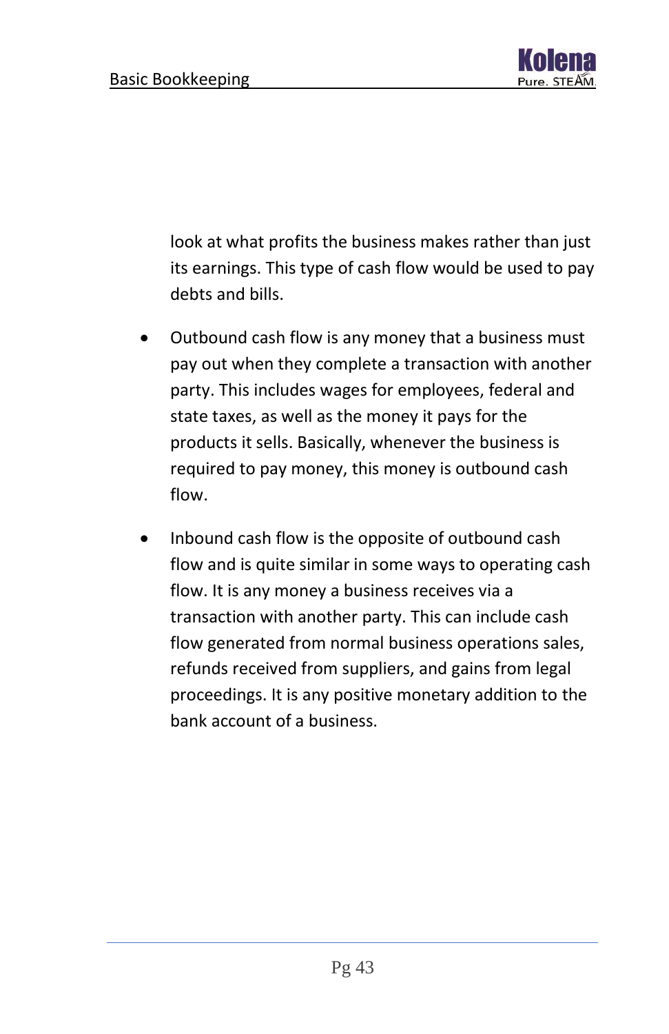look at what profits the business makes rather than just its earnings. This type of cash flow would be used to pay debts and bills.

- Outbound cash flow is any money that a business must pay out when they complete a transaction with another party. This includes wages for employees, federal and state taxes, as well as the money it pays for the products it sells. Basically, whenever the business is required to pay money, this money is outbound cash flow.

- Inbound cash flow is the opposite of outbound cash flow and is quite similar in some ways to operating cash flow. It is any money a business receives via a transaction with another party. This can include cash flow generated from normal business operations sales, refunds received from suppliers, and gains from legal proceedings. It is any positive monetary addition to the bank account of a business.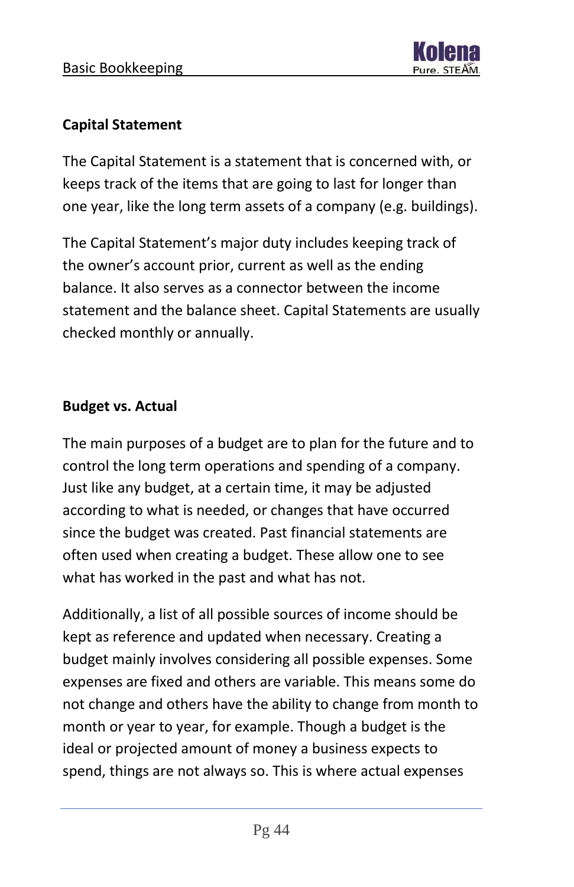## Capital Statement

The Capital Statement is a statement that is concerned with, or keeps track of the items that are going to last for longer than one year, like the long term assets of a company (e.g. buildings).

The Capital Statement's major duty includes keeping track of the owner's account prior, current as well as the ending balance. It also serves as a connector between the income statement and the balance sheet. Capital Statements are usually checked monthly or annually.

## Budget vs. Actual

The main purposes of a budget are to plan for the future and to control the long term operations and spending of a company. Just like any budget, at a certain time, it may be adjusted according to what is needed, or changes that have occurred since the budget was created. Past financial statements are often used when creating a budget. These allow one to see what has worked in the past and what has not.

Additionally, a list of all possible sources of income should be kept as reference and updated when necessary. Creating a budget mainly involves considering all possible expenses. Some expenses are fixed and others are variable. This means some do not change and others have the ability to change from month to month or year to year, for example. Though a budget is the ideal or projected amount of money a business expects to spend, things are not always so. This is where actual expenses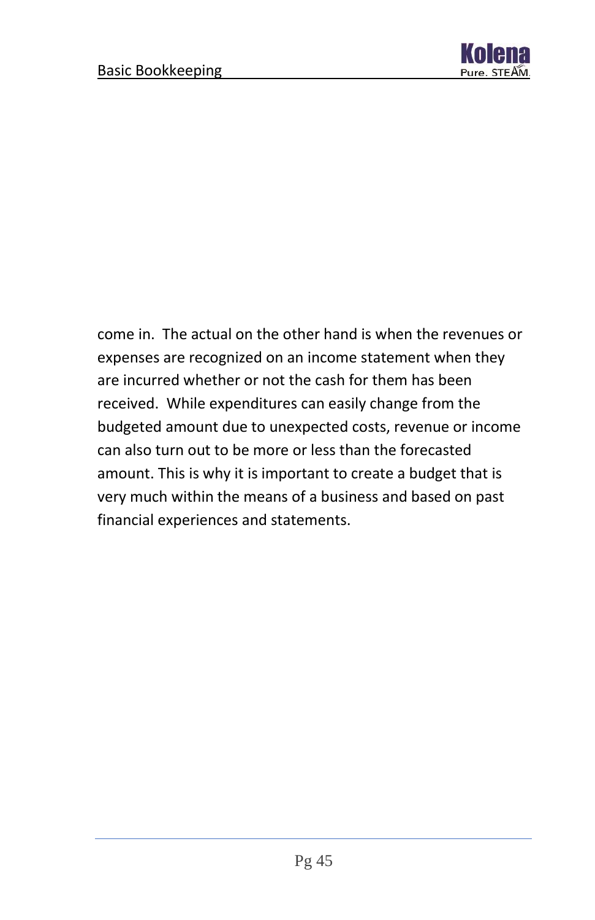come in.  The actual on the other hand is when the revenues or expenses are recognized on an income statement when they are incurred whether or not the cash for them has been received.  While expenditures can easily change from the budgeted amount due to unexpected costs, revenue or income can also turn out to be more or less than the forecasted amount. This is why it is important to create a budget that is very much within the means of a business and based on past financial experiences and statements.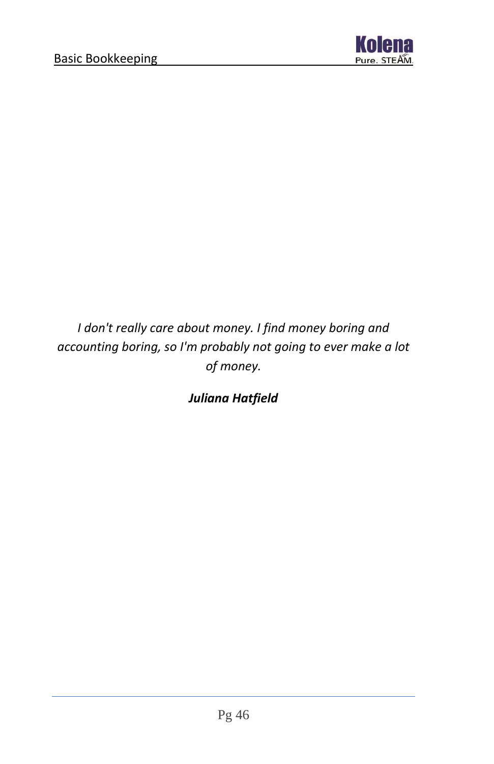*I don't really care about money. I find money boring and accounting boring, so I'm probably not going to ever make a lot of money.*

***Juliana Hatfield***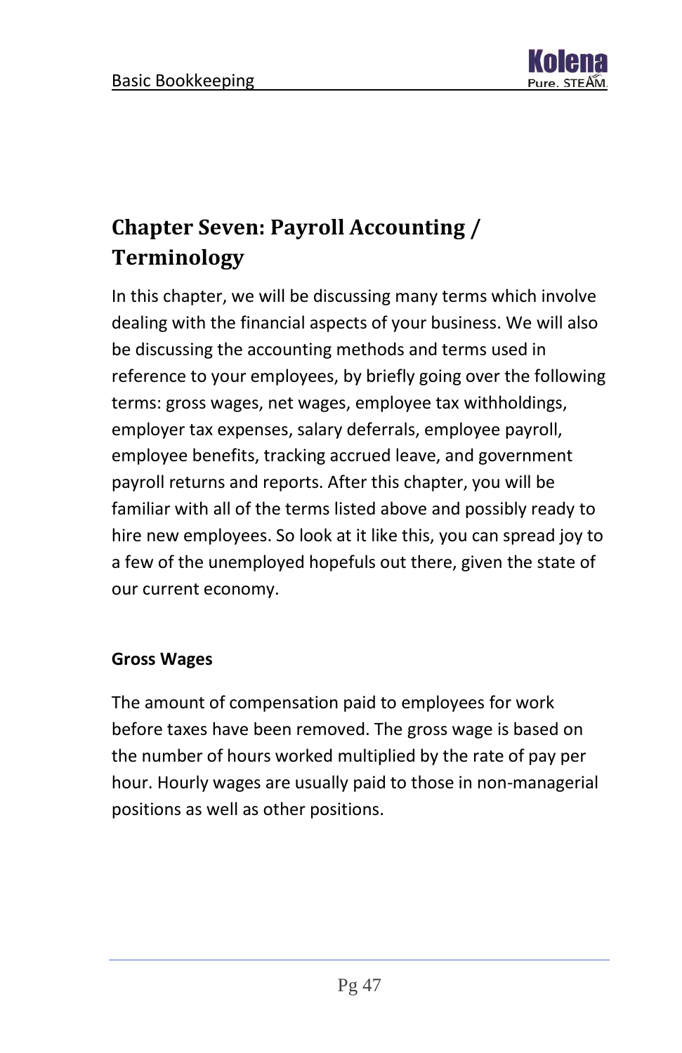# Chapter Seven: Payroll Accounting / Terminology

In this chapter, we will be discussing many terms which involve dealing with the financial aspects of your business. We will also be discussing the accounting methods and terms used in reference to your employees, by briefly going over the following terms: gross wages, net wages, employee tax withholdings, employer tax expenses, salary deferrals, employee payroll, employee benefits, tracking accrued leave, and government payroll returns and reports. After this chapter, you will be familiar with all of the terms listed above and possibly ready to hire new employees. So look at it like this, you can spread joy to a few of the unemployed hopefuls out there, given the state of our current economy.

**Gross Wages**

The amount of compensation paid to employees for work before taxes have been removed. The gross wage is based on the number of hours worked multiplied by the rate of pay per hour. Hourly wages are usually paid to those in non-managerial positions as well as other positions.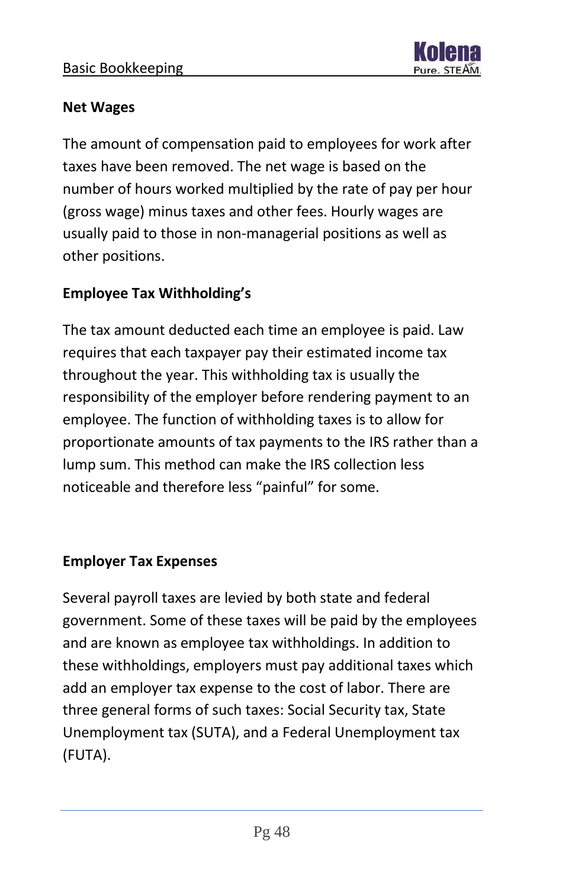**Net Wages**

The amount of compensation paid to employees for work after taxes have been removed. The net wage is based on the number of hours worked multiplied by the rate of pay per hour (gross wage) minus taxes and other fees. Hourly wages are usually paid to those in non-managerial positions as well as other positions.

**Employee Tax Withholding's**

The tax amount deducted each time an employee is paid. Law requires that each taxpayer pay their estimated income tax throughout the year. This withholding tax is usually the responsibility of the employer before rendering payment to an employee. The function of withholding taxes is to allow for proportionate amounts of tax payments to the IRS rather than a lump sum. This method can make the IRS collection less noticeable and therefore less "painful" for some.

**Employer Tax Expenses**

Several payroll taxes are levied by both state and federal government. Some of these taxes will be paid by the employees and are known as employee tax withholdings. In addition to these withholdings, employers must pay additional taxes which add an employer tax expense to the cost of labor. There are three general forms of such taxes: Social Security tax, State Unemployment tax (SUTA), and a Federal Unemployment tax (FUTA).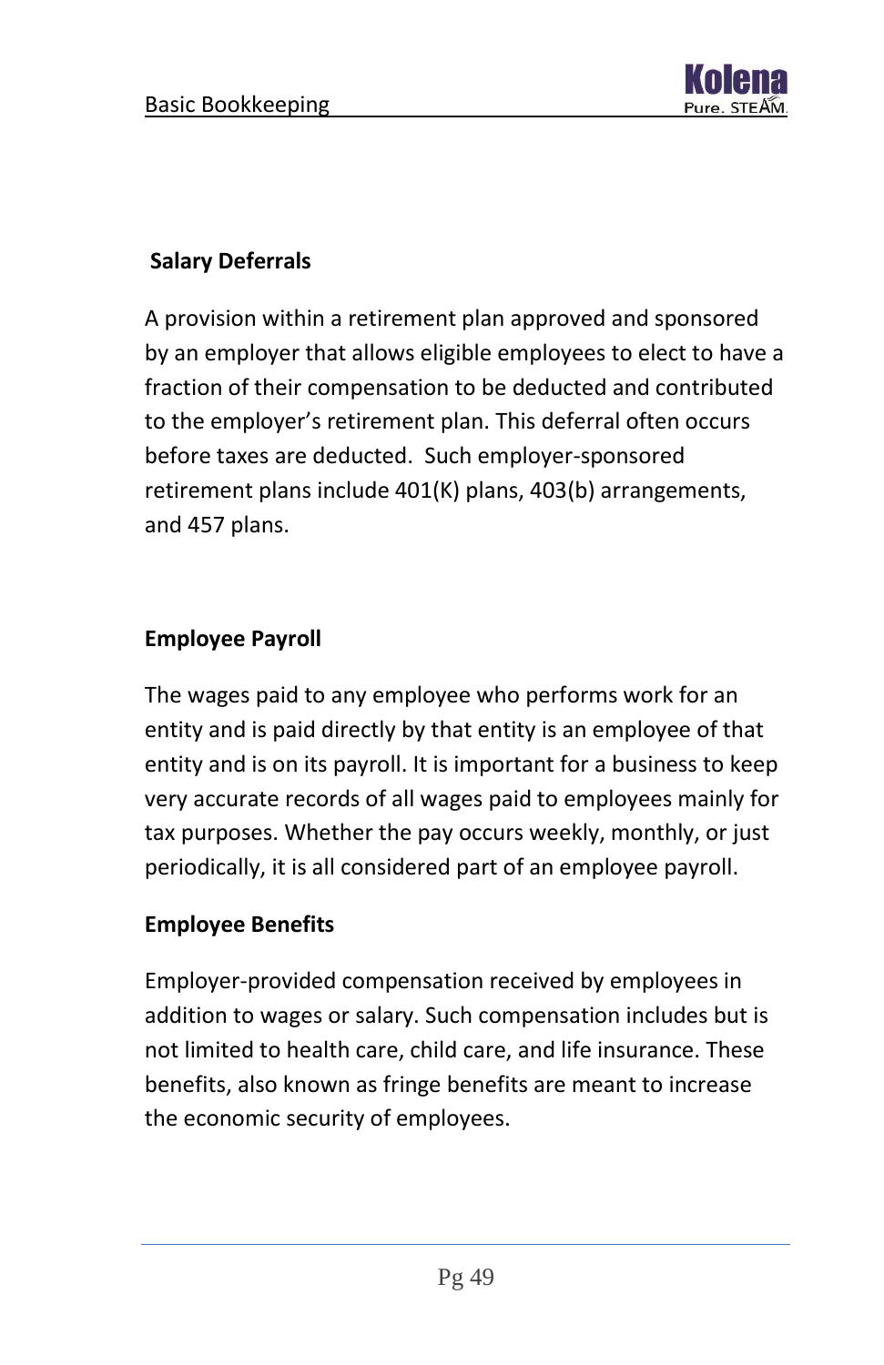**Salary Deferrals**

A provision within a retirement plan approved and sponsored by an employer that allows eligible employees to elect to have a fraction of their compensation to be deducted and contributed to the employer's retirement plan. This deferral often occurs before taxes are deducted. Such employer-sponsored retirement plans include 401(K) plans, 403(b) arrangements, and 457 plans.

**Employee Payroll**

The wages paid to any employee who performs work for an entity and is paid directly by that entity is an employee of that entity and is on its payroll. It is important for a business to keep very accurate records of all wages paid to employees mainly for tax purposes. Whether the pay occurs weekly, monthly, or just periodically, it is all considered part of an employee payroll.

**Employee Benefits**

Employer-provided compensation received by employees in addition to wages or salary. Such compensation includes but is not limited to health care, child care, and life insurance. These benefits, also known as fringe benefits are meant to increase the economic security of employees.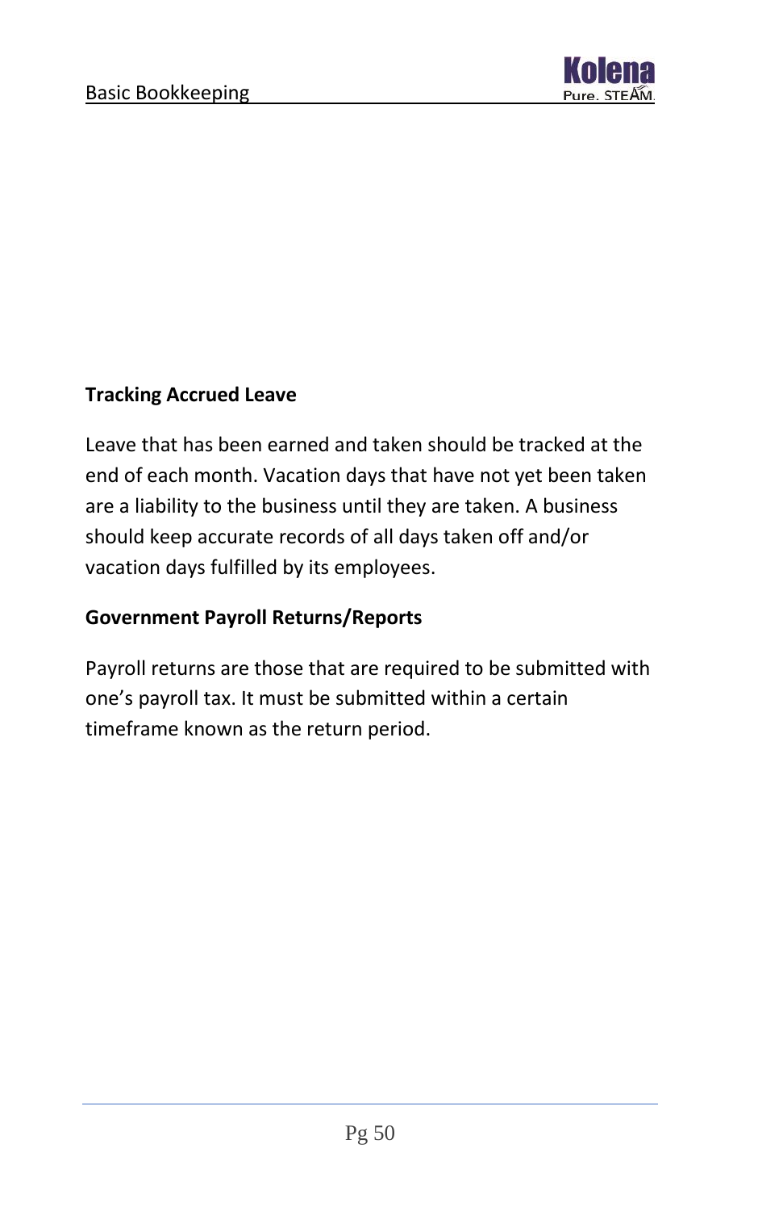**Tracking Accrued Leave**

Leave that has been earned and taken should be tracked at the end of each month. Vacation days that have not yet been taken are a liability to the business until they are taken. A business should keep accurate records of all days taken off and/or vacation days fulfilled by its employees.

**Government Payroll Returns/Reports**

Payroll returns are those that are required to be submitted with one's payroll tax. It must be submitted within a certain timeframe known as the return period.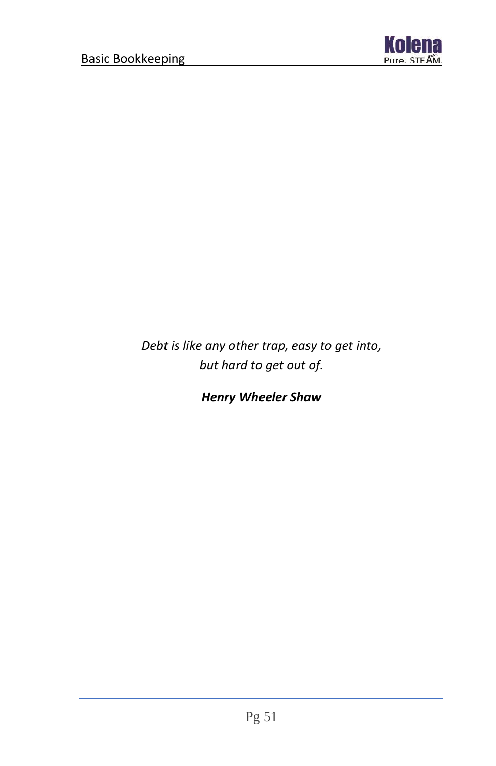*Debt is like any other trap, easy to get into,*
*but hard to get out of.*

***Henry Wheeler Shaw***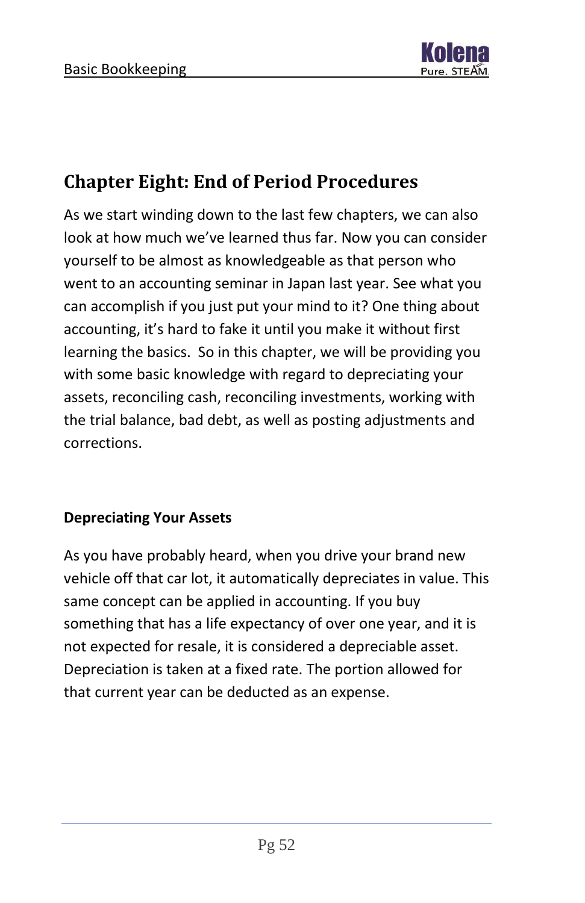## Chapter Eight: End of Period Procedures

As we start winding down to the last few chapters, we can also look at how much we've learned thus far. Now you can consider yourself to be almost as knowledgeable as that person who went to an accounting seminar in Japan last year. See what you can accomplish if you just put your mind to it? One thing about accounting, it's hard to fake it until you make it without first learning the basics. So in this chapter, we will be providing you with some basic knowledge with regard to depreciating your assets, reconciling cash, reconciling investments, working with the trial balance, bad debt, as well as posting adjustments and corrections.

### Depreciating Your Assets

As you have probably heard, when you drive your brand new vehicle off that car lot, it automatically depreciates in value. This same concept can be applied in accounting. If you buy something that has a life expectancy of over one year, and it is not expected for resale, it is considered a depreciable asset. Depreciation is taken at a fixed rate. The portion allowed for that current year can be deducted as an expense.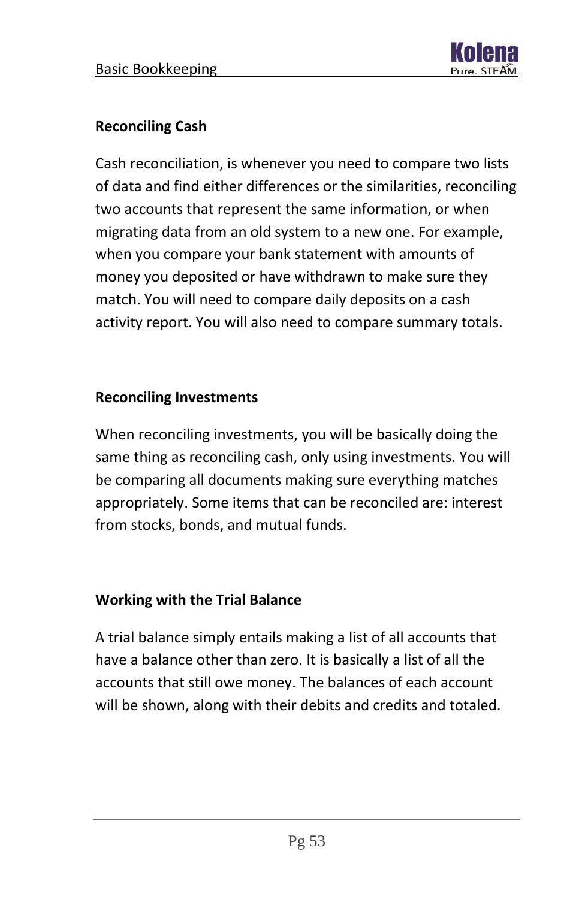## Reconciling Cash

Cash reconciliation, is whenever you need to compare two lists of data and find either differences or the similarities, reconciling two accounts that represent the same information, or when migrating data from an old system to a new one. For example, when you compare your bank statement with amounts of money you deposited or have withdrawn to make sure they match. You will need to compare daily deposits on a cash activity report. You will also need to compare summary totals.

## Reconciling Investments

When reconciling investments, you will be basically doing the same thing as reconciling cash, only using investments. You will be comparing all documents making sure everything matches appropriately. Some items that can be reconciled are: interest from stocks, bonds, and mutual funds.

## Working with the Trial Balance

A trial balance simply entails making a list of all accounts that have a balance other than zero. It is basically a list of all the accounts that still owe money. The balances of each account will be shown, along with their debits and credits and totaled.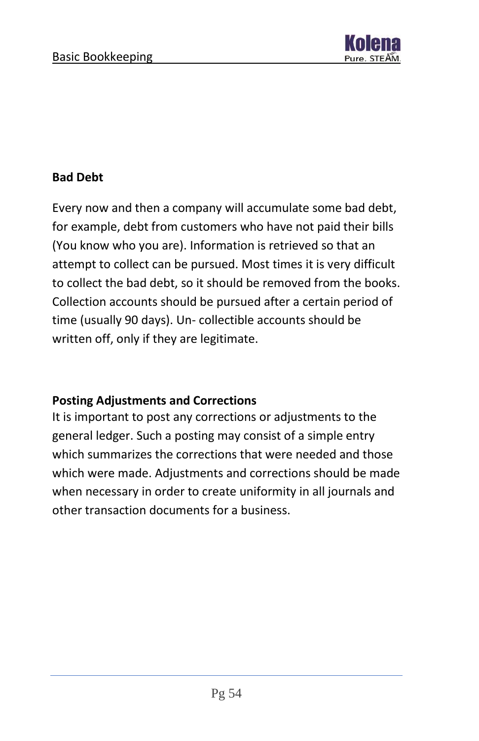**Bad Debt**

Every now and then a company will accumulate some bad debt, for example, debt from customers who have not paid their bills (You know who you are). Information is retrieved so that an attempt to collect can be pursued. Most times it is very difficult to collect the bad debt, so it should be removed from the books. Collection accounts should be pursued after a certain period of time (usually 90 days). Un- collectible accounts should be written off, only if they are legitimate.

**Posting Adjustments and Corrections**

It is important to post any corrections or adjustments to the general ledger. Such a posting may consist of a simple entry which summarizes the corrections that were needed and those which were made. Adjustments and corrections should be made when necessary in order to create uniformity in all journals and other transaction documents for a business.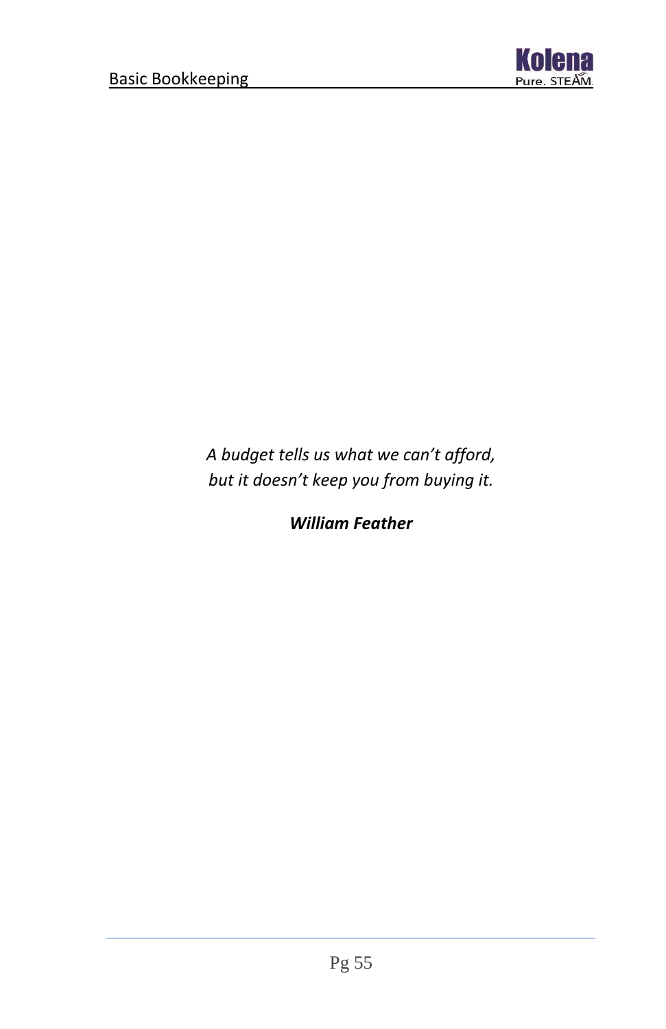*A budget tells us what we can't afford,*
*but it doesn't keep you from buying it.*

***William Feather***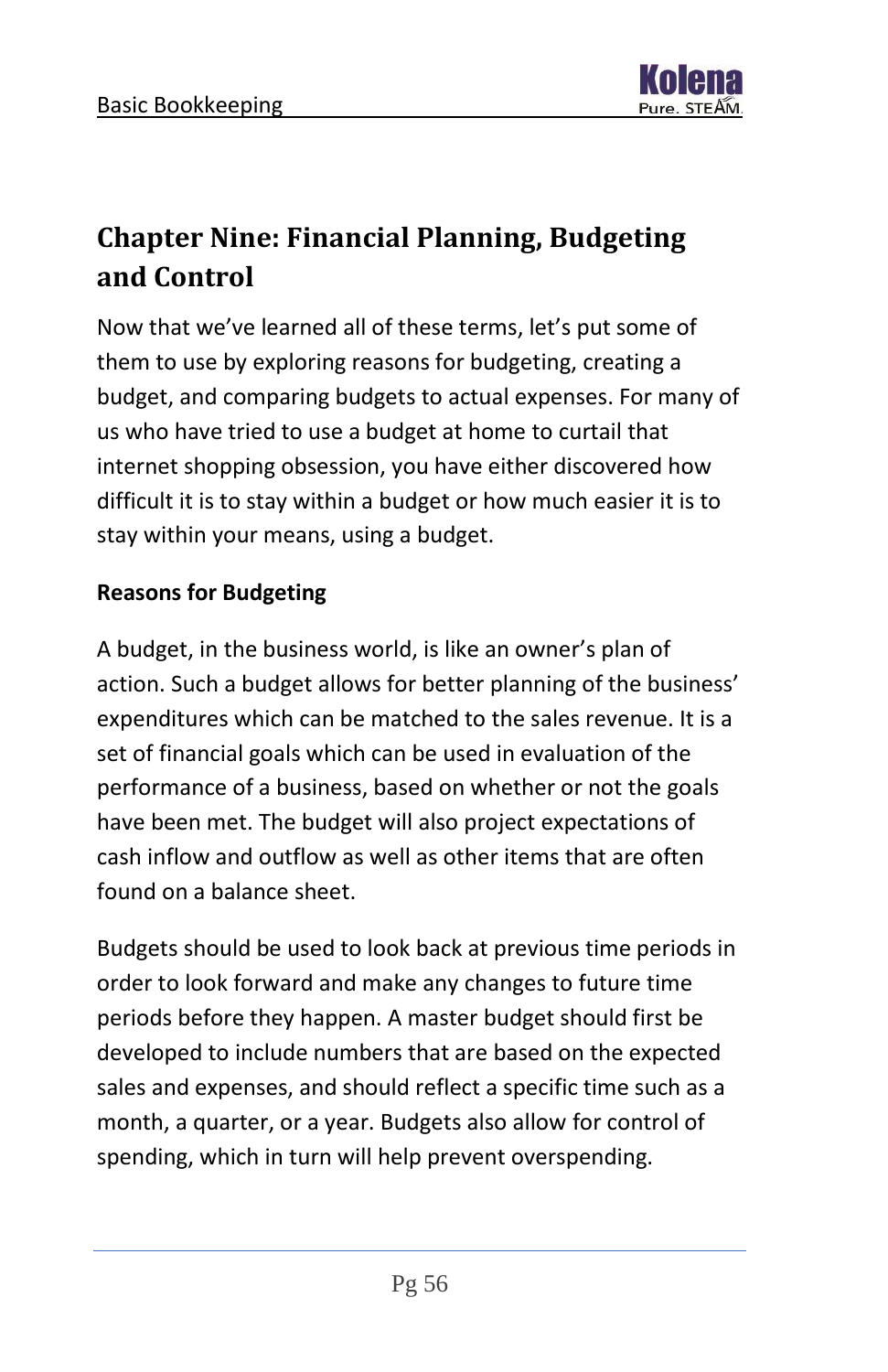# Chapter Nine: Financial Planning, Budgeting and Control

Now that we've learned all of these terms, let's put some of them to use by exploring reasons for budgeting, creating a budget, and comparing budgets to actual expenses. For many of us who have tried to use a budget at home to curtail that internet shopping obsession, you have either discovered how difficult it is to stay within a budget or how much easier it is to stay within your means, using a budget.

**Reasons for Budgeting**

A budget, in the business world, is like an owner's plan of action. Such a budget allows for better planning of the business' expenditures which can be matched to the sales revenue. It is a set of financial goals which can be used in evaluation of the performance of a business, based on whether or not the goals have been met. The budget will also project expectations of cash inflow and outflow as well as other items that are often found on a balance sheet.

Budgets should be used to look back at previous time periods in order to look forward and make any changes to future time periods before they happen. A master budget should first be developed to include numbers that are based on the expected sales and expenses, and should reflect a specific time such as a month, a quarter, or a year. Budgets also allow for control of spending, which in turn will help prevent overspending.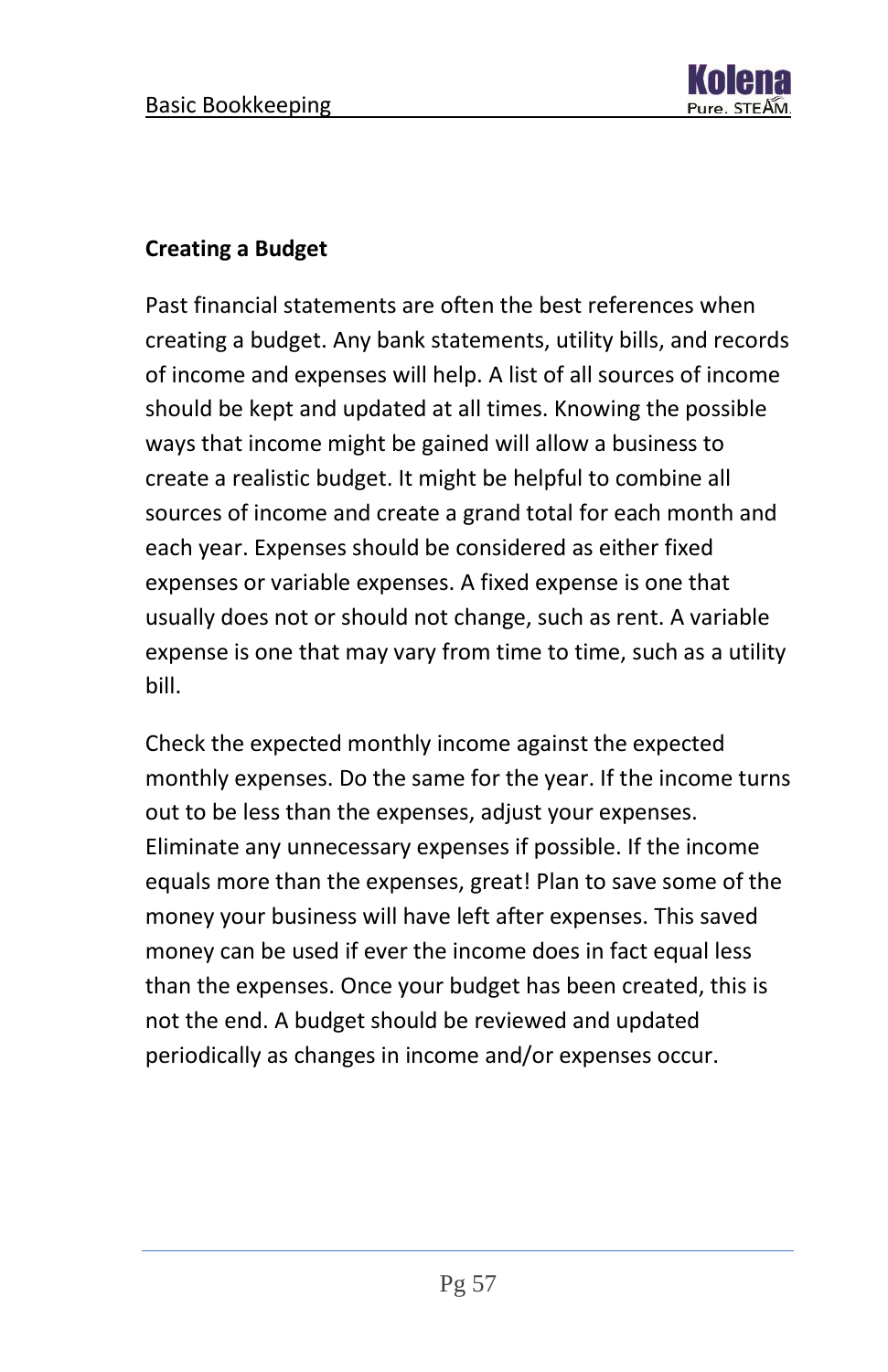## Creating a Budget

Past financial statements are often the best references when creating a budget. Any bank statements, utility bills, and records of income and expenses will help. A list of all sources of income should be kept and updated at all times. Knowing the possible ways that income might be gained will allow a business to create a realistic budget. It might be helpful to combine all sources of income and create a grand total for each month and each year. Expenses should be considered as either fixed expenses or variable expenses. A fixed expense is one that usually does not or should not change, such as rent. A variable expense is one that may vary from time to time, such as a utility bill.

Check the expected monthly income against the expected monthly expenses. Do the same for the year. If the income turns out to be less than the expenses, adjust your expenses. Eliminate any unnecessary expenses if possible. If the income equals more than the expenses, great! Plan to save some of the money your business will have left after expenses. This saved money can be used if ever the income does in fact equal less than the expenses. Once your budget has been created, this is not the end. A budget should be reviewed and updated periodically as changes in income and/or expenses occur.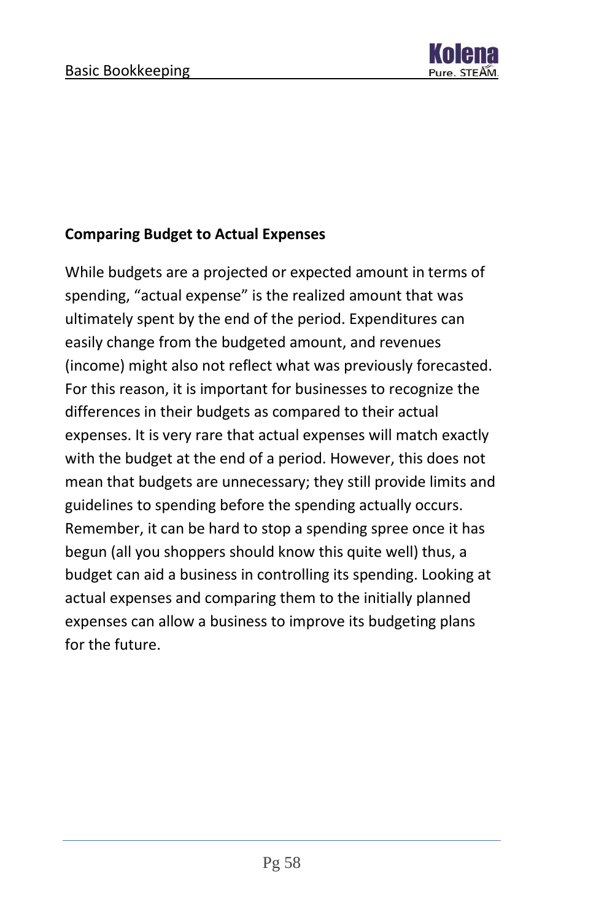**Comparing Budget to Actual Expenses**

While budgets are a projected or expected amount in terms of spending, “actual expense” is the realized amount that was ultimately spent by the end of the period. Expenditures can easily change from the budgeted amount, and revenues (income) might also not reflect what was previously forecasted. For this reason, it is important for businesses to recognize the differences in their budgets as compared to their actual expenses. It is very rare that actual expenses will match exactly with the budget at the end of a period. However, this does not mean that budgets are unnecessary; they still provide limits and guidelines to spending before the spending actually occurs. Remember, it can be hard to stop a spending spree once it has begun (all you shoppers should know this quite well) thus, a budget can aid a business in controlling its spending. Looking at actual expenses and comparing them to the initially planned expenses can allow a business to improve its budgeting plans for the future.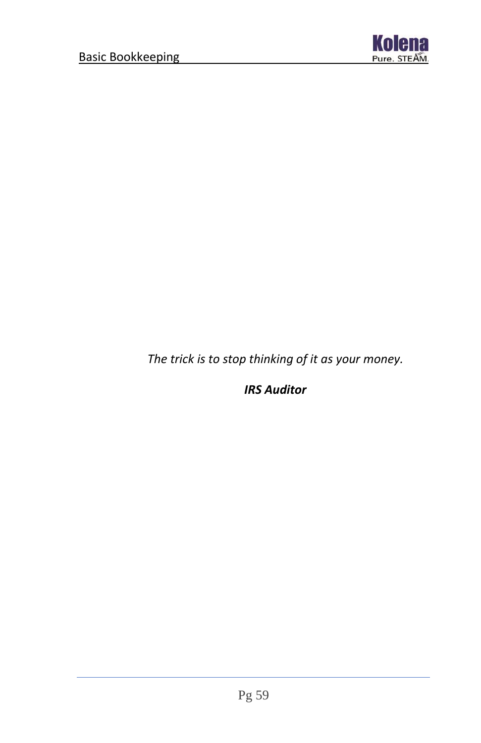*The trick is to stop thinking of it as your money.*

***IRS Auditor***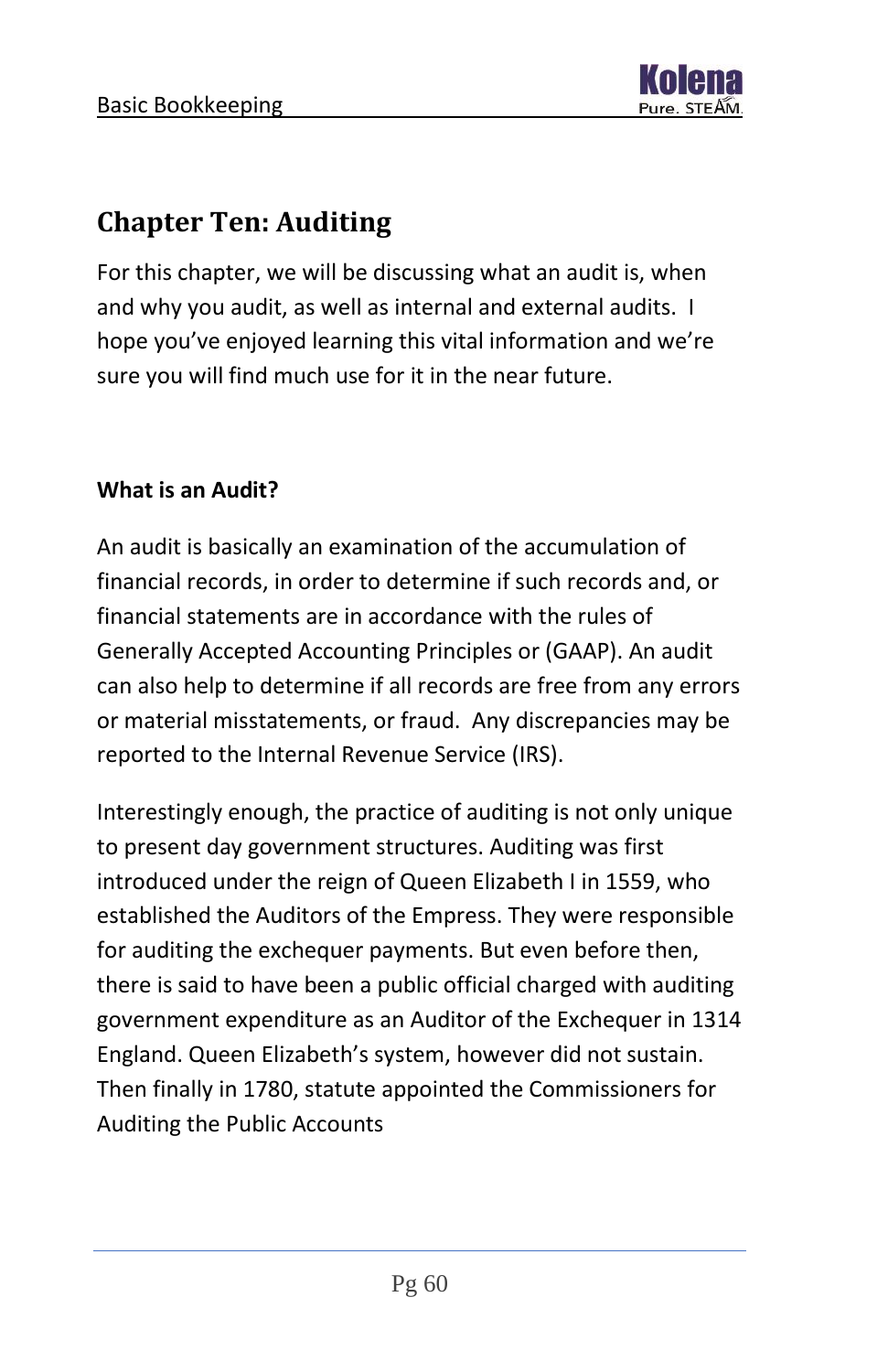# Chapter Ten: Auditing

For this chapter, we will be discussing what an audit is, when and why you audit, as well as internal and external audits. I hope you've enjoyed learning this vital information and we're sure you will find much use for it in the near future.

**What is an Audit?**

An audit is basically an examination of the accumulation of financial records, in order to determine if such records and, or financial statements are in accordance with the rules of Generally Accepted Accounting Principles or (GAAP). An audit can also help to determine if all records are free from any errors or material misstatements, or fraud. Any discrepancies may be reported to the Internal Revenue Service (IRS).

Interestingly enough, the practice of auditing is not only unique to present day government structures. Auditing was first introduced under the reign of Queen Elizabeth I in 1559, who established the Auditors of the Empress. They were responsible for auditing the exchequer payments. But even before then, there is said to have been a public official charged with auditing government expenditure as an Auditor of the Exchequer in 1314 England. Queen Elizabeth's system, however did not sustain. Then finally in 1780, statute appointed the Commissioners for Auditing the Public Accounts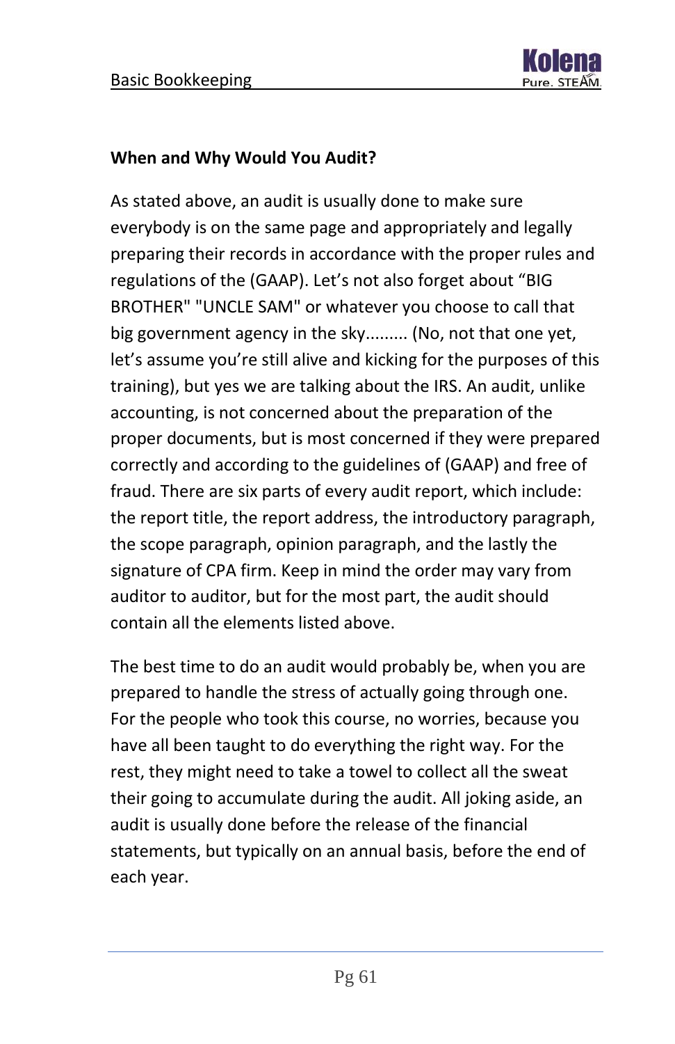**When and Why Would You Audit?**

As stated above, an audit is usually done to make sure everybody is on the same page and appropriately and legally preparing their records in accordance with the proper rules and regulations of the (GAAP). Let's not also forget about "BIG BROTHER" "UNCLE SAM" or whatever you choose to call that big government agency in the sky......... (No, not that one yet, let's assume you're still alive and kicking for the purposes of this training), but yes we are talking about the IRS. An audit, unlike accounting, is not concerned about the preparation of the proper documents, but is most concerned if they were prepared correctly and according to the guidelines of (GAAP) and free of fraud. There are six parts of every audit report, which include: the report title, the report address, the introductory paragraph, the scope paragraph, opinion paragraph, and the lastly the signature of CPA firm. Keep in mind the order may vary from auditor to auditor, but for the most part, the audit should contain all the elements listed above.

The best time to do an audit would probably be, when you are prepared to handle the stress of actually going through one. For the people who took this course, no worries, because you have all been taught to do everything the right way. For the rest, they might need to take a towel to collect all the sweat their going to accumulate during the audit. All joking aside, an audit is usually done before the release of the financial statements, but typically on an annual basis, before the end of each year.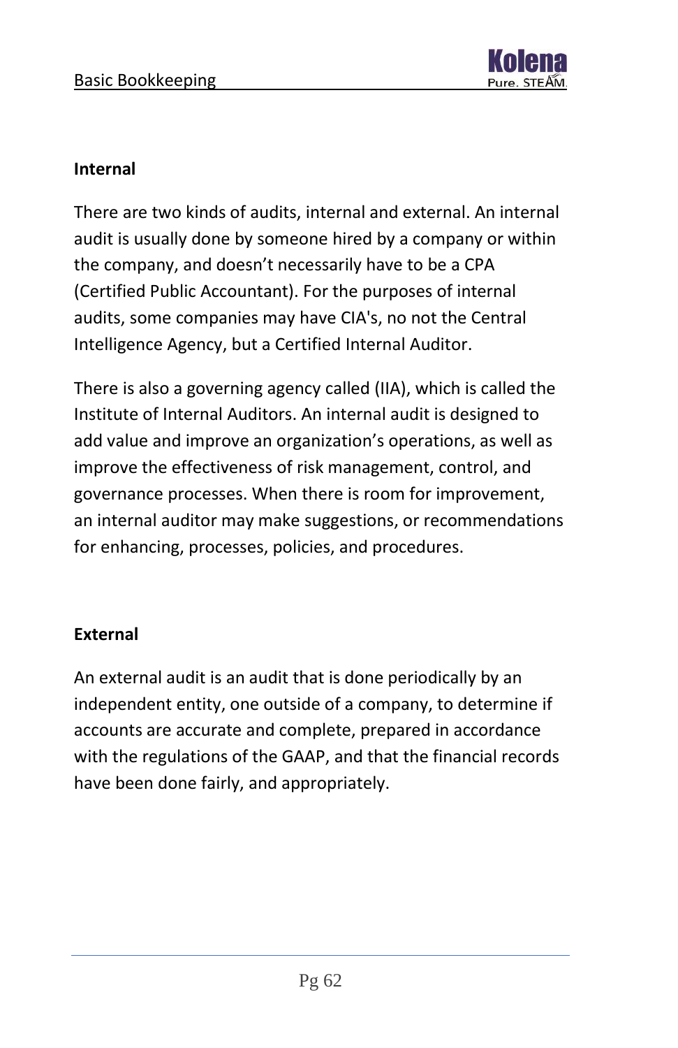### Internal

There are two kinds of audits, internal and external. An internal audit is usually done by someone hired by a company or within the company, and doesn't necessarily have to be a CPA (Certified Public Accountant). For the purposes of internal audits, some companies may have CIA's, no not the Central Intelligence Agency, but a Certified Internal Auditor.

There is also a governing agency called (IIA), which is called the Institute of Internal Auditors. An internal audit is designed to add value and improve an organization's operations, as well as improve the effectiveness of risk management, control, and governance processes. When there is room for improvement, an internal auditor may make suggestions, or recommendations for enhancing, processes, policies, and procedures.

### External

An external audit is an audit that is done periodically by an independent entity, one outside of a company, to determine if accounts are accurate and complete, prepared in accordance with the regulations of the GAAP, and that the financial records have been done fairly, and appropriately.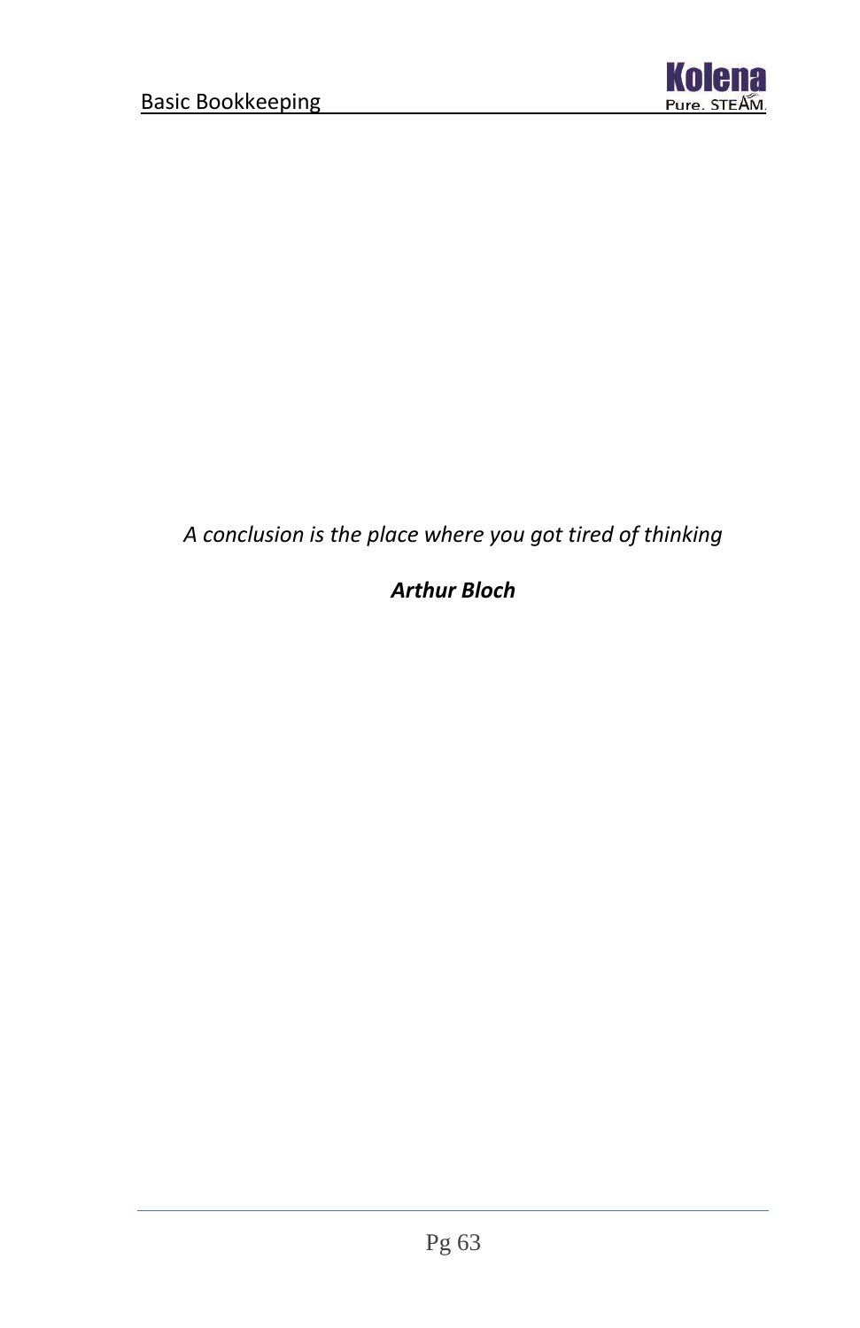*A conclusion is the place where you got tired of thinking*

***Arthur Bloch***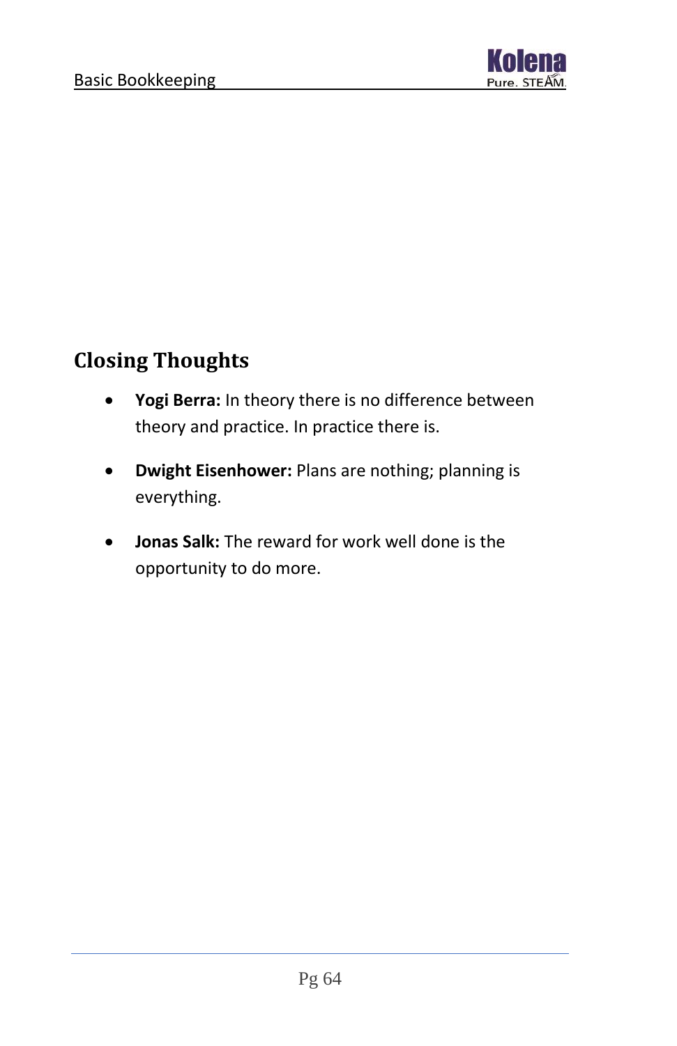## Closing Thoughts

- **Yogi Berra:** In theory there is no difference between theory and practice. In practice there is.
- **Dwight Eisenhower:** Plans are nothing; planning is everything.
- **Jonas Salk:** The reward for work well done is the opportunity to do more.